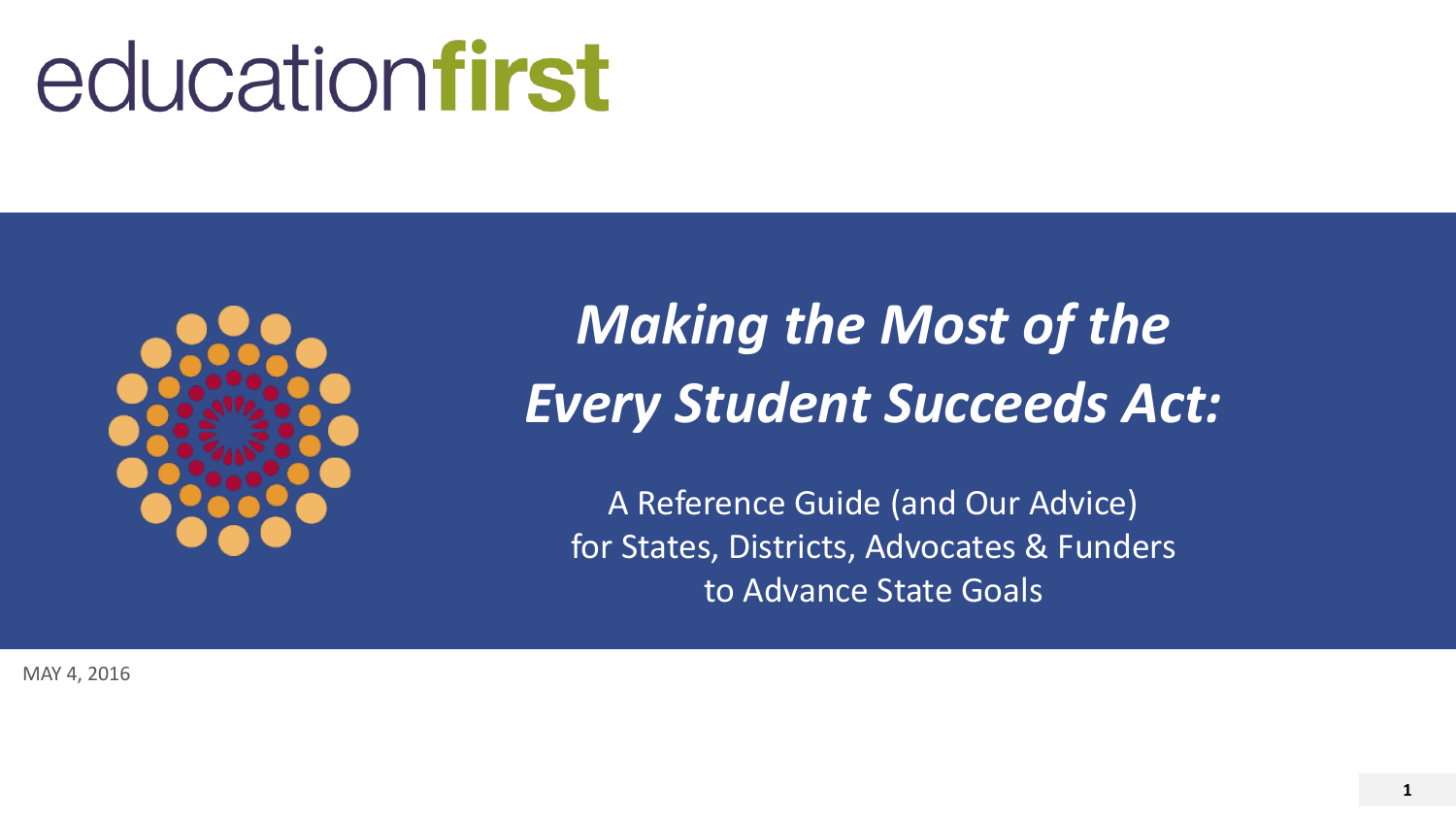educationfirst

# *Making the Most of the Every Student Succeeds Act:*

A Reference Guide (and Our Advice) for States, Districts, Advocates & Funders to Advance State Goals

MAY 4, 2016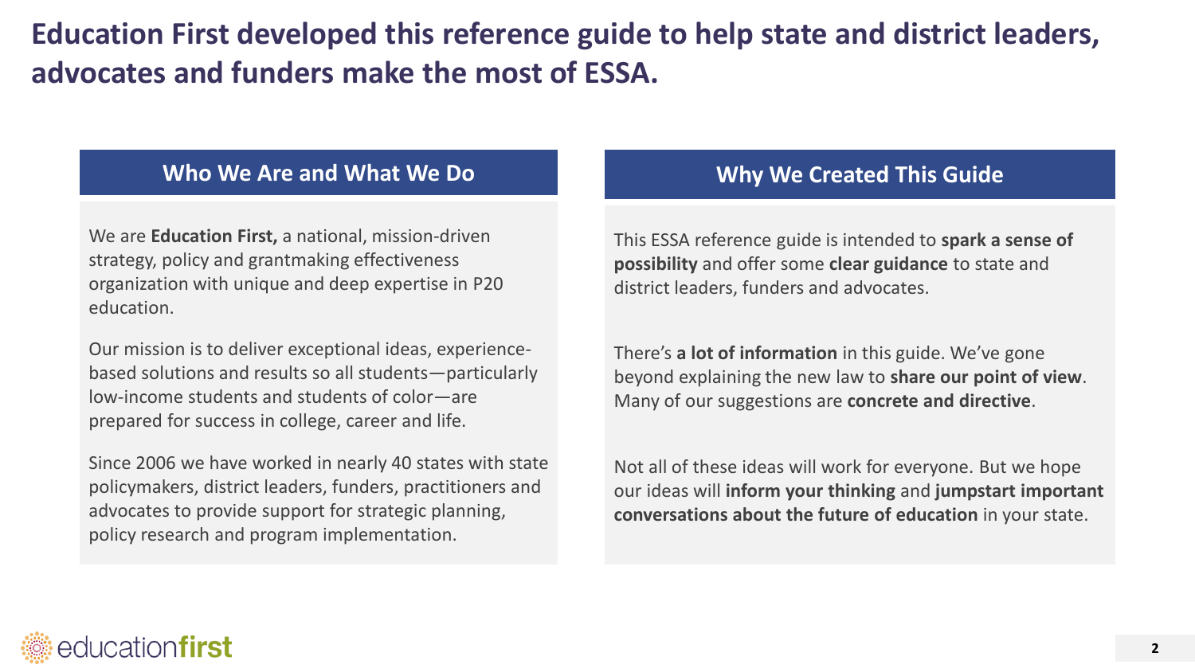# Education First developed this reference guide to help state and district leaders, advocates and funders make the most of ESSA.

## Who We Are and What We Do

We are **Education First,** a national, mission-driven strategy, policy and grantmaking effectiveness organization with unique and deep expertise in P20 education.

Our mission is to deliver exceptional ideas, experience-based solutions and results so all students—particularly low-income students and students of color—are prepared for success in college, career and life.

Since 2006 we have worked in nearly 40 states with state policymakers, district leaders, funders, practitioners and advocates to provide support for strategic planning, policy research and program implementation.

## Why We Created This Guide

This ESSA reference guide is intended to **spark a sense of possibility** and offer some **clear guidance** to state and district leaders, funders and advocates.

There's **a lot of information** in this guide. We've gone beyond explaining the new law to **share our point of view**. Many of our suggestions are **concrete and directive**.

Not all of these ideas will work for everyone. But we hope our ideas will **inform your thinking** and **jumpstart important conversations about the future of education** in your state.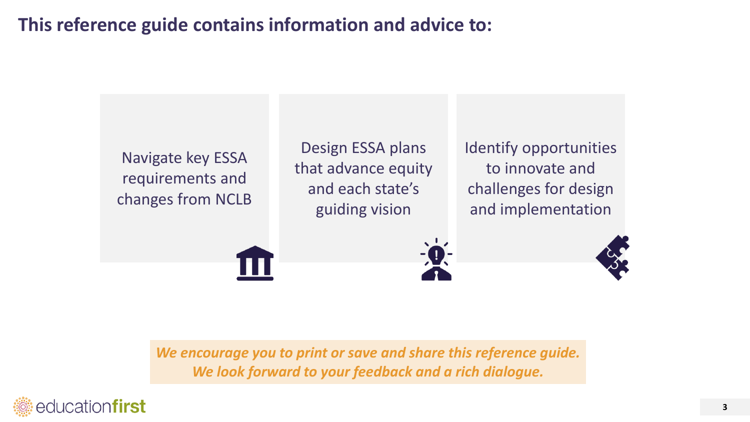## This reference guide contains information and advice to:

- Navigate key ESSA requirements and changes from NCLB
- Design ESSA plans that advance equity and each state's guiding vision
- Identify opportunities to innovate and challenges for design and implementation

*We encourage you to print or save and share this reference guide. We look forward to your feedback and a rich dialogue.*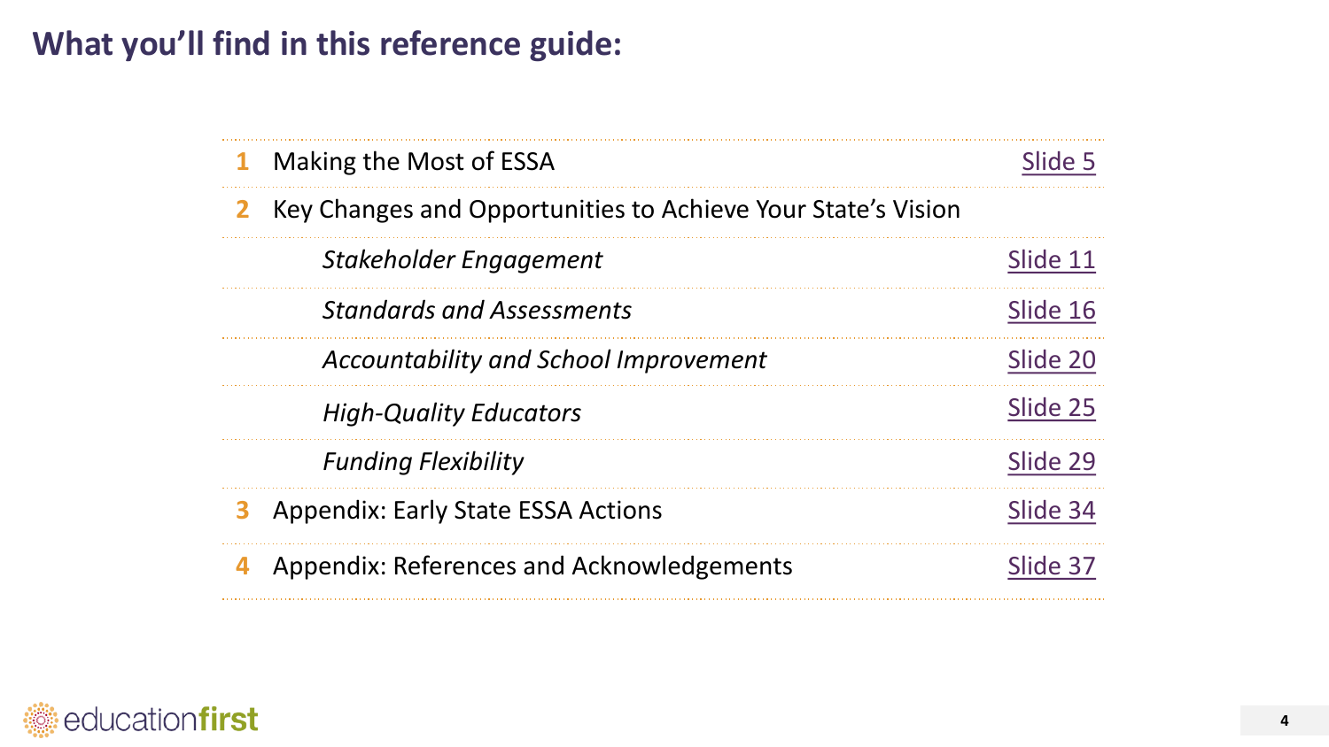## What you'll find in this reference guide:

| | | |
|---|---|---|
| 1 | Making the Most of ESSA | Slide 5 |
| 2 | Key Changes and Opportunities to Achieve Your State's Vision | |
| | *Stakeholder Engagement* | Slide 11 |
| | *Standards and Assessments* | Slide 16 |
| | *Accountability and School Improvement* | Slide 20 |
| | *High-Quality Educators* | Slide 25 |
| | *Funding Flexibility* | Slide 29 |
| 3 | Appendix: Early State ESSA Actions | Slide 34 |
| 4 | Appendix: References and Acknowledgements | Slide 37 |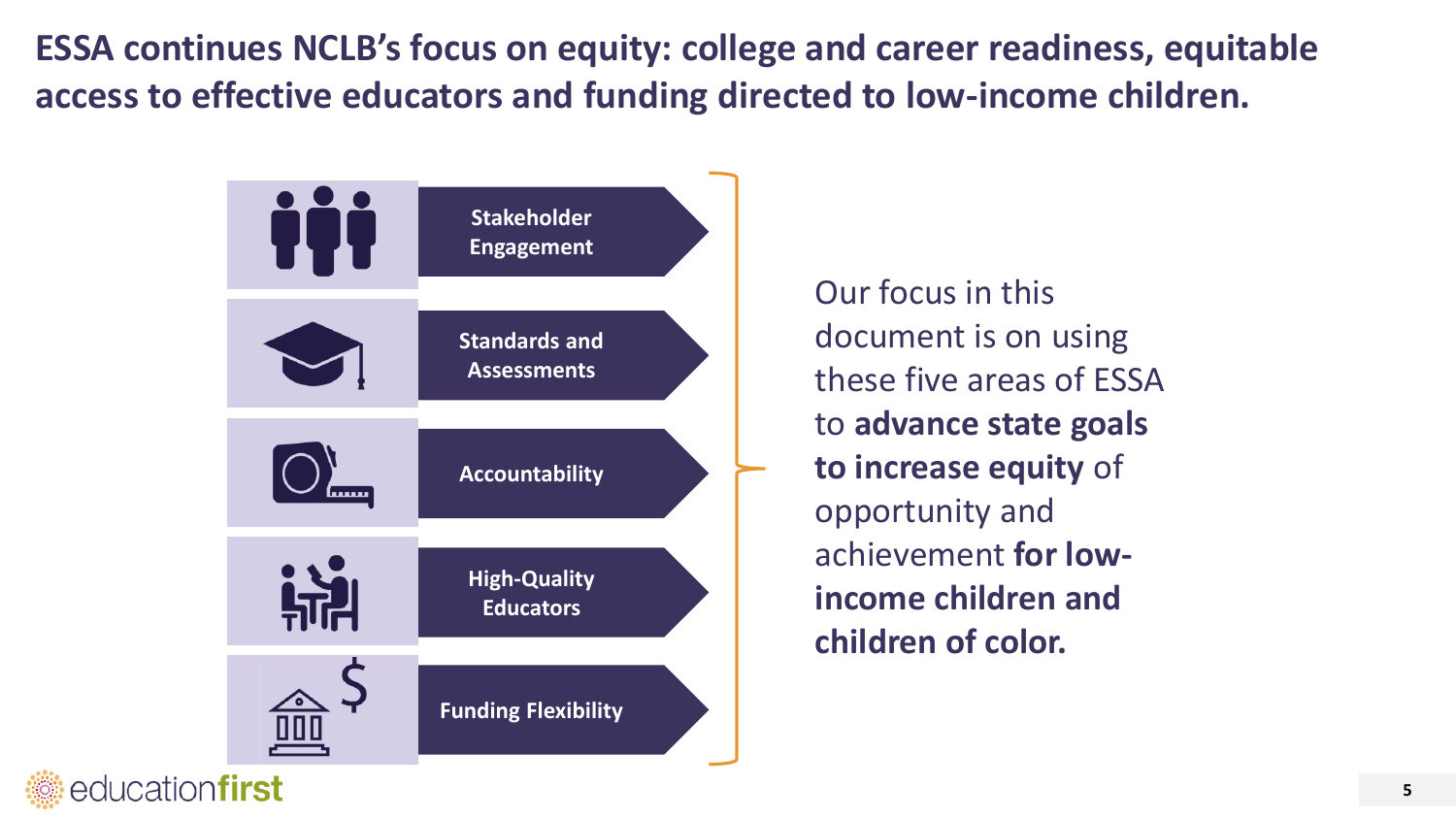# ESSA continues NCLB's focus on equity: college and career readiness, equitable access to effective educators and funding directed to low-income children.

- Stakeholder Engagement
- Standards and Assessments
- Accountability
- High-Quality Educators
- Funding Flexibility

Our focus in this document is on using these five areas of ESSA to **advance state goals to increase equity** of opportunity and achievement **for low-income children and children of color.**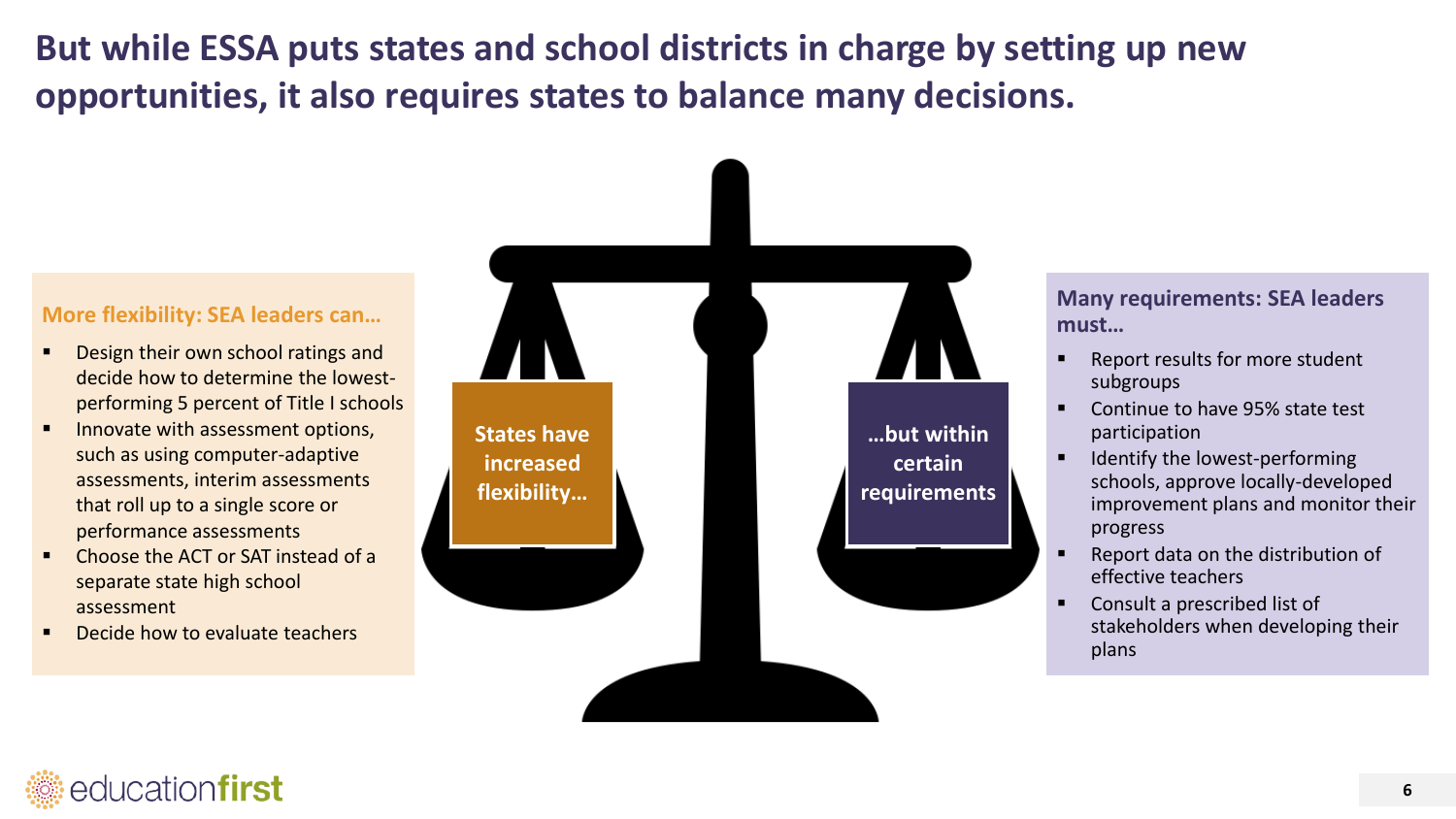# But while ESSA puts states and school districts in charge by setting up new opportunities, it also requires states to balance many decisions.

**More flexibility: SEA leaders can…**

- Design their own school ratings and decide how to determine the lowest-performing 5 percent of Title I schools
- Innovate with assessment options, such as using computer-adaptive assessments, interim assessments that roll up to a single score or performance assessments
- Choose the ACT or SAT instead of a separate state high school assessment
- Decide how to evaluate teachers

**States have increased flexibility…**

**…but within certain requirements**

**Many requirements: SEA leaders must…**

- Report results for more student subgroups
- Continue to have 95% state test participation
- Identify the lowest-performing schools, approve locally-developed improvement plans and monitor their progress
- Report data on the distribution of effective teachers
- Consult a prescribed list of stakeholders when developing their plans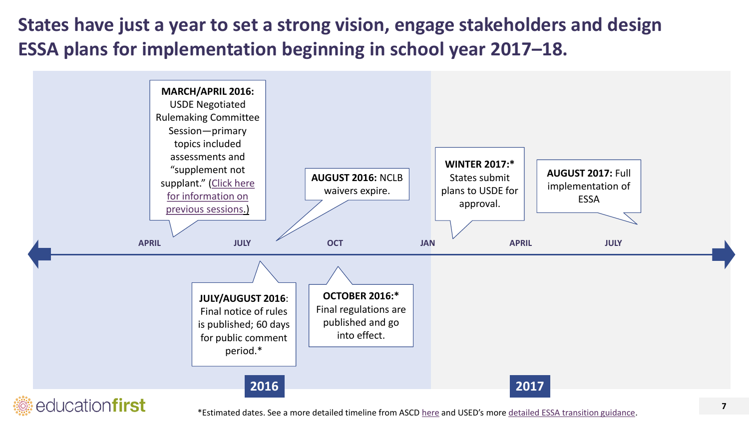# States have just a year to set a strong vision, engage stakeholders and design ESSA plans for implementation beginning in school year 2017–18.

**2016**

- **MARCH/APRIL 2016:** USDE Negotiated Rulemaking Committee Session—primary topics included assessments and "supplement not supplant." (Click here for information on previous sessions.)
- **JULY/AUGUST 2016**: Final notice of rules is published; 60 days for public comment period.*
- **AUGUST 2016:** NCLB waivers expire.
- **OCTOBER 2016:*** Final regulations are published and go into effect.

**2017**

- **WINTER 2017:*** States submit plans to USDE for approval.
- **AUGUST 2017:** Full implementation of ESSA

*Estimated dates. See a more detailed timeline from ASCD here and USED's more detailed ESSA transition guidance.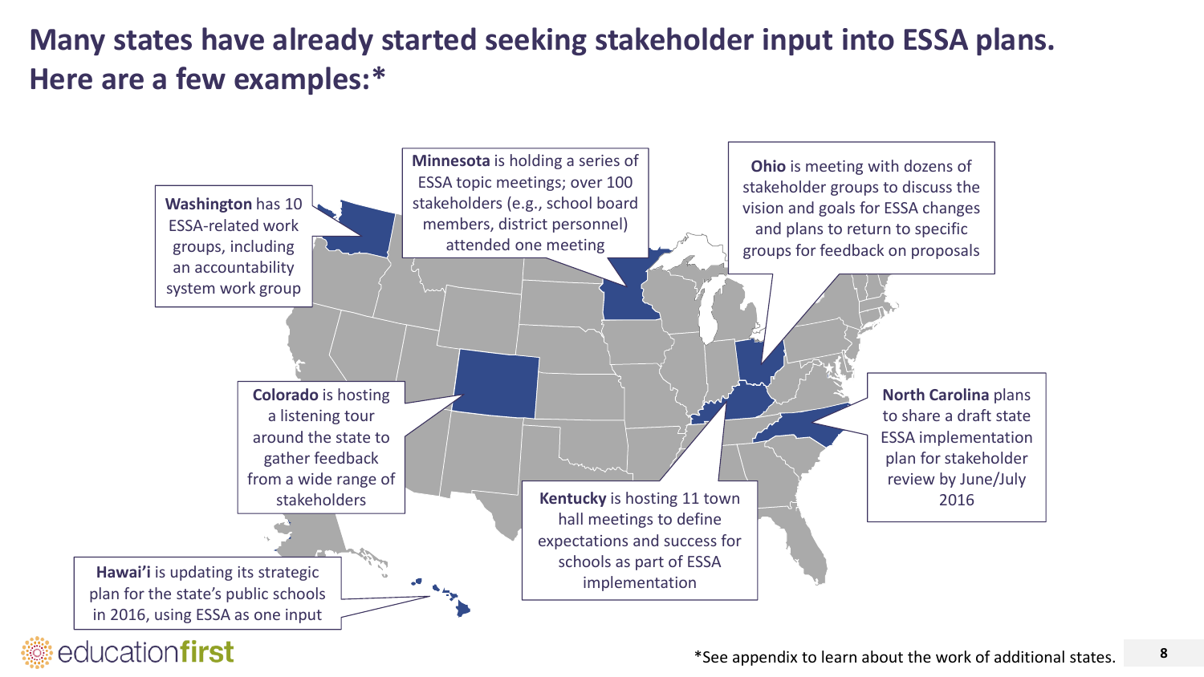# Many states have already started seeking stakeholder input into ESSA plans. Here are a few examples:*

**Washington** has 10 ESSA-related work groups, including an accountability system work group

**Minnesota** is holding a series of ESSA topic meetings; over 100 stakeholders (e.g., school board members, district personnel) attended one meeting

**Ohio** is meeting with dozens of stakeholder groups to discuss the vision and goals for ESSA changes and plans to return to specific groups for feedback on proposals

**Colorado** is hosting a listening tour around the state to gather feedback from a wide range of stakeholders

**North Carolina** plans to share a draft state ESSA implementation plan for stakeholder review by June/July 2016

**Kentucky** is hosting 11 town hall meetings to define expectations and success for schools as part of ESSA implementation

**Hawai'i** is updating its strategic plan for the state's public schools in 2016, using ESSA as one input

*See appendix to learn about the work of additional states.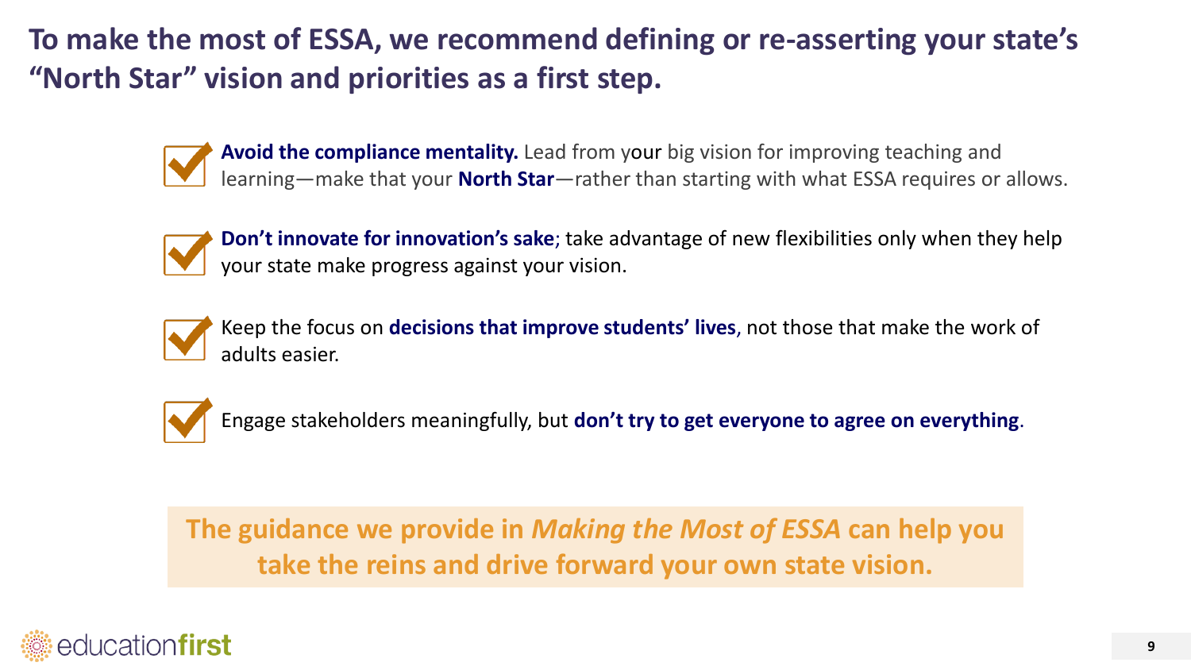# To make the most of ESSA, we recommend defining or re-asserting your state's "North Star" vision and priorities as a first step.

- **Avoid the compliance mentality.** Lead from your big vision for improving teaching and learning—make that your **North Star**—rather than starting with what ESSA requires or allows.
- **Don't innovate for innovation's sake**; take advantage of new flexibilities only when they help your state make progress against your vision.
- Keep the focus on **decisions that improve students' lives**, not those that make the work of adults easier.
- Engage stakeholders meaningfully, but **don't try to get everyone to agree on everything**.

**The guidance we provide in *Making the Most of ESSA* can help you take the reins and drive forward your own state vision.**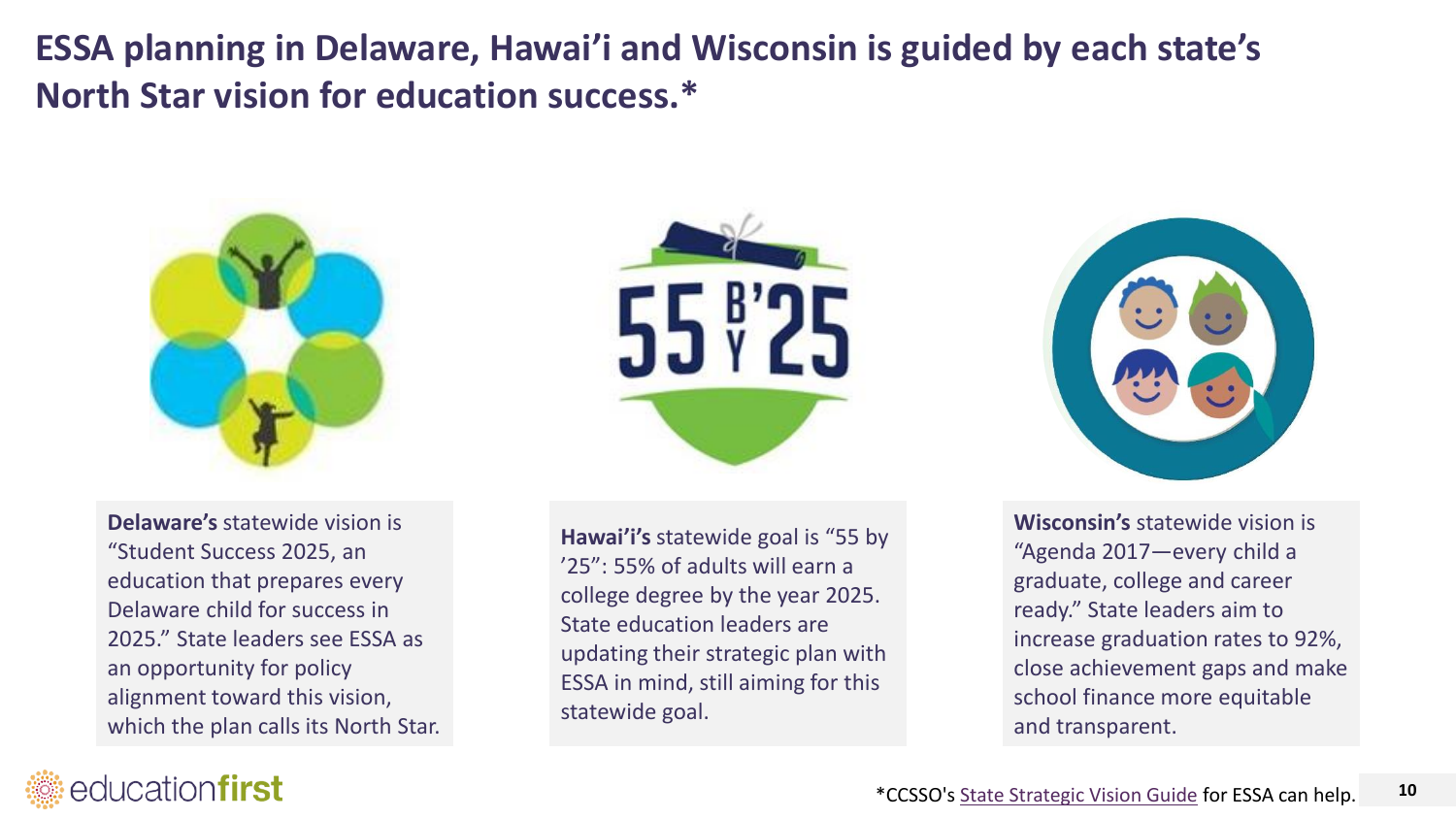# ESSA planning in Delaware, Hawai'i and Wisconsin is guided by each state's North Star vision for education success.*

**Delaware's** statewide vision is "Student Success 2025, an education that prepares every Delaware child for success in 2025." State leaders see ESSA as an opportunity for policy alignment toward this vision, which the plan calls its North Star.

**Hawai'i's** statewide goal is "55 by '25": 55% of adults will earn a college degree by the year 2025. State education leaders are updating their strategic plan with ESSA in mind, still aiming for this statewide goal.

**Wisconsin's** statewide vision is "Agenda 2017—every child a graduate, college and career ready." State leaders aim to increase graduation rates to 92%, close achievement gaps and make school finance more equitable and transparent.

*CCSSO's State Strategic Vision Guide for ESSA can help.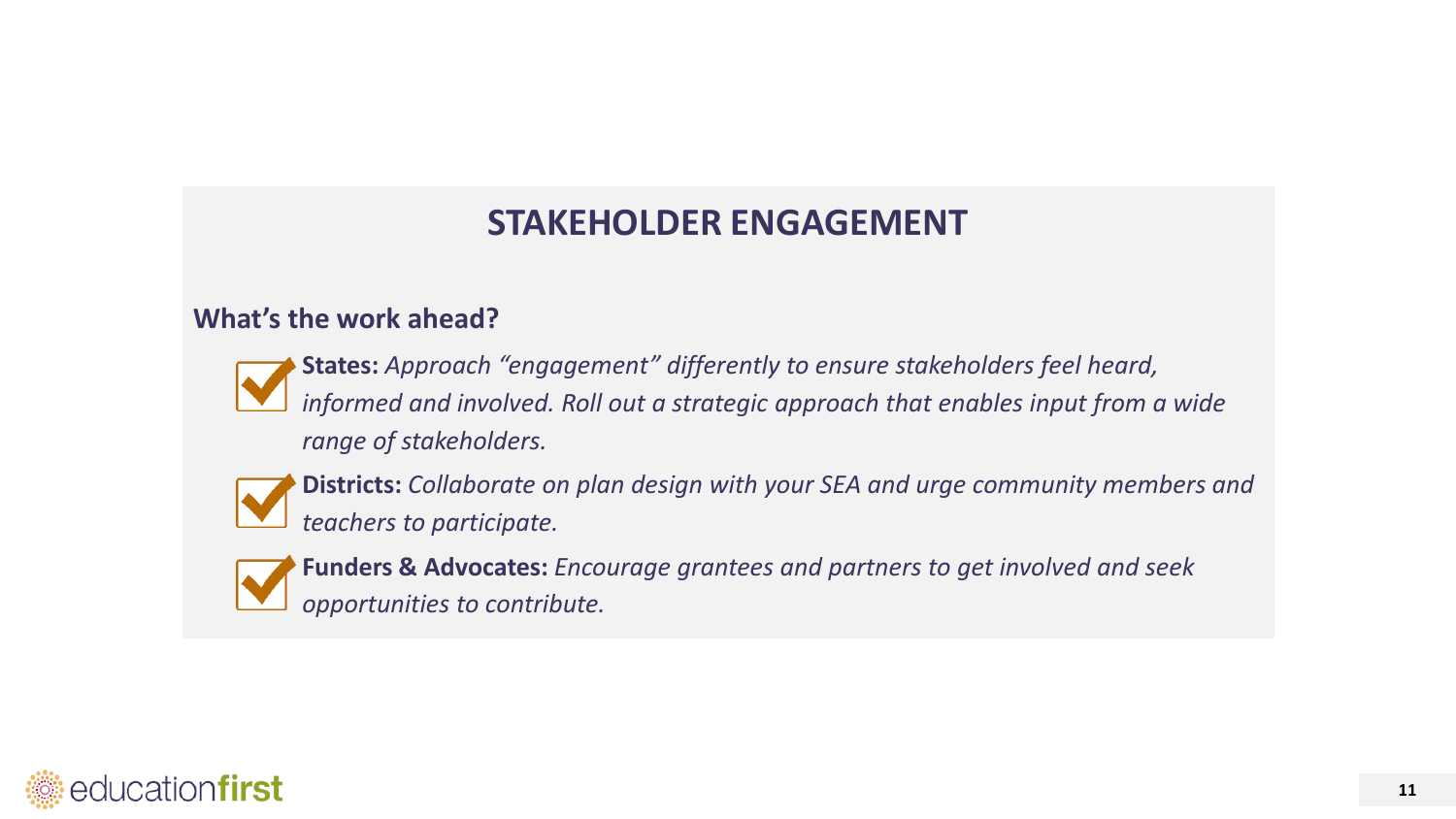# STAKEHOLDER ENGAGEMENT

**What's the work ahead?**

- **States:** *Approach "engagement" differently to ensure stakeholders feel heard, informed and involved. Roll out a strategic approach that enables input from a wide range of stakeholders.*
- **Districts:** *Collaborate on plan design with your SEA and urge community members and teachers to participate.*
- **Funders & Advocates:** *Encourage grantees and partners to get involved and seek opportunities to contribute.*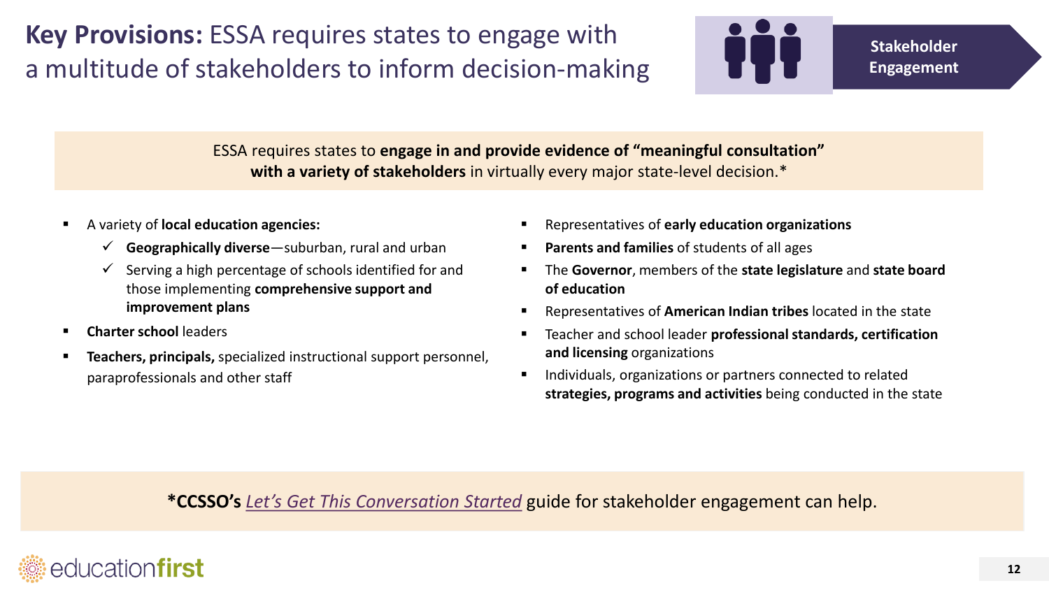# **Key Provisions:** ESSA requires states to engage with a multitude of stakeholders to inform decision-making

**Stakeholder Engagement**

ESSA requires states to **engage in and provide evidence of "meaningful consultation" with a variety of stakeholders** in virtually every major state-level decision.*

- A variety of **local education agencies:**
  - ✓ **Geographically diverse**—suburban, rural and urban
  - ✓ Serving a high percentage of schools identified for and those implementing **comprehensive support and improvement plans**
- **Charter school** leaders
- **Teachers, principals,** specialized instructional support personnel, paraprofessionals and other staff
- Representatives of **early education organizations**
- **Parents and families** of students of all ages
- The **Governor**, members of the **state legislature** and **state board of education**
- Representatives of **American Indian tribes** located in the state
- Teacher and school leader **professional standards, certification and licensing** organizations
- Individuals, organizations or partners connected to related **strategies, programs and activities** being conducted in the state

***CCSSO's** *Let's Get This Conversation Started* guide for stakeholder engagement can help.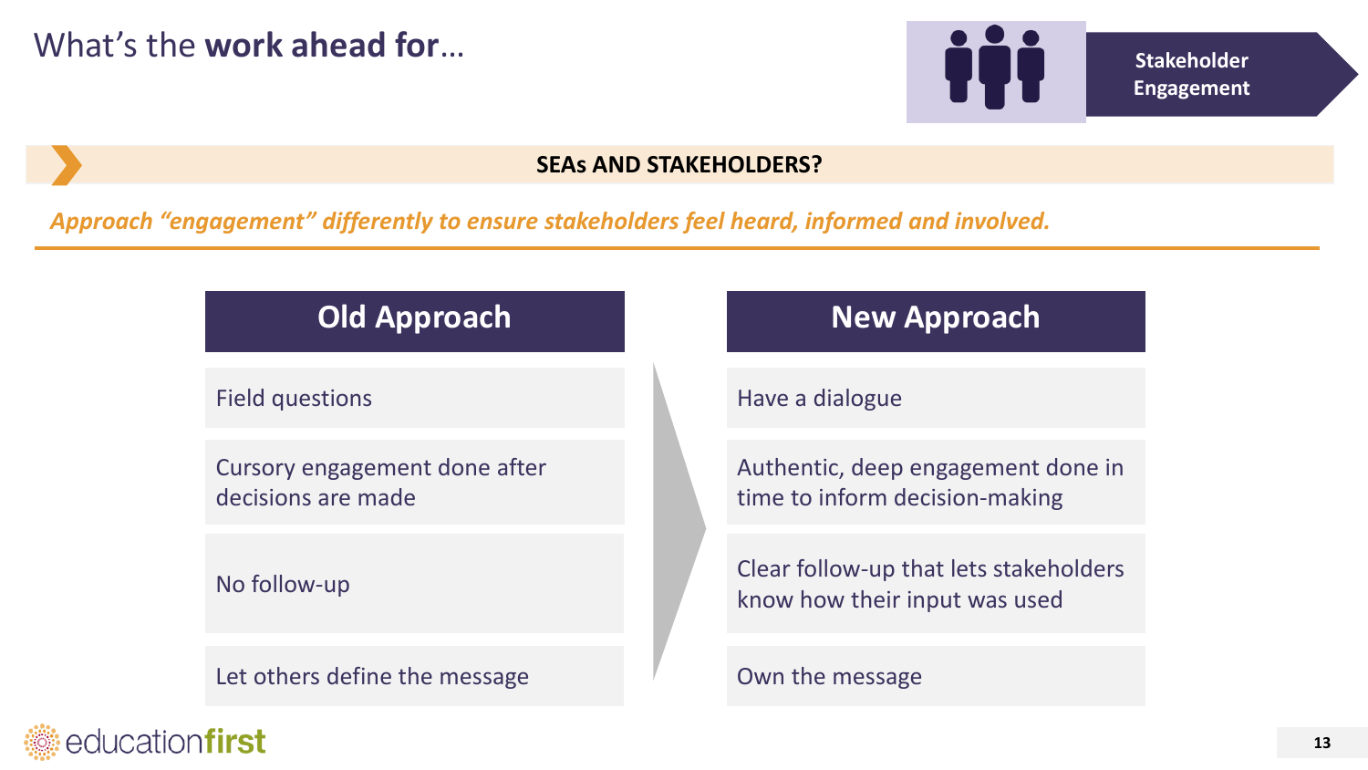# What's the **work ahead for**…

**Stakeholder Engagement**

**SEAs AND STAKEHOLDERS?**

***Approach "engagement" differently to ensure stakeholders feel heard, informed and involved.***

| Old Approach | New Approach |
| --- | --- |
| Field questions | Have a dialogue |
| Cursory engagement done after decisions are made | Authentic, deep engagement done in time to inform decision-making |
| No follow-up | Clear follow-up that lets stakeholders know how their input was used |
| Let others define the message | Own the message |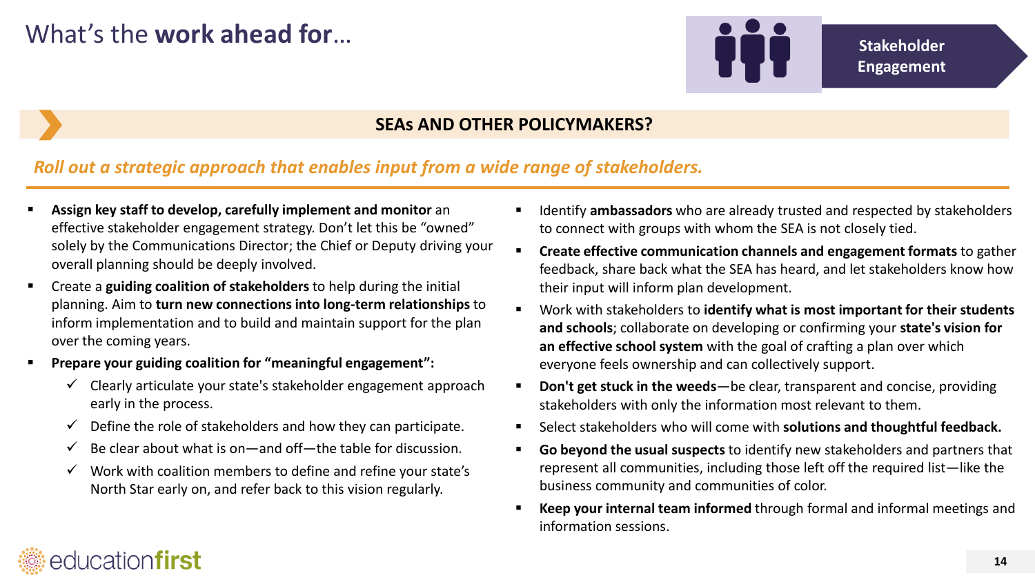# What's the **work ahead for**…

**Stakeholder Engagement**

## SEAs AND OTHER POLICYMAKERS?

*Roll out a strategic approach that enables input from a wide range of stakeholders.*

- **Assign key staff to develop, carefully implement and monitor** an effective stakeholder engagement strategy. Don't let this be "owned" solely by the Communications Director; the Chief or Deputy driving your overall planning should be deeply involved.
- Create a **guiding coalition of stakeholders** to help during the initial planning. Aim to **turn new connections into long-term relationships** to inform implementation and to build and maintain support for the plan over the coming years.
- **Prepare your guiding coalition for "meaningful engagement":**
  - ✓ Clearly articulate your state's stakeholder engagement approach early in the process.
  - ✓ Define the role of stakeholders and how they can participate.
  - ✓ Be clear about what is on—and off—the table for discussion.
  - ✓ Work with coalition members to define and refine your state's North Star early on, and refer back to this vision regularly.
- Identify **ambassadors** who are already trusted and respected by stakeholders to connect with groups with whom the SEA is not closely tied.
- **Create effective communication channels and engagement formats** to gather feedback, share back what the SEA has heard, and let stakeholders know how their input will inform plan development.
- Work with stakeholders to **identify what is most important for their students and schools**; collaborate on developing or confirming your **state's vision for an effective school system** with the goal of crafting a plan over which everyone feels ownership and can collectively support.
- **Don't get stuck in the weeds**—be clear, transparent and concise, providing stakeholders with only the information most relevant to them.
- Select stakeholders who will come with **solutions and thoughtful feedback.**
- **Go beyond the usual suspects** to identify new stakeholders and partners that represent all communities, including those left off the required list—like the business community and communities of color.
- **Keep your internal team informed** through formal and informal meetings and information sessions.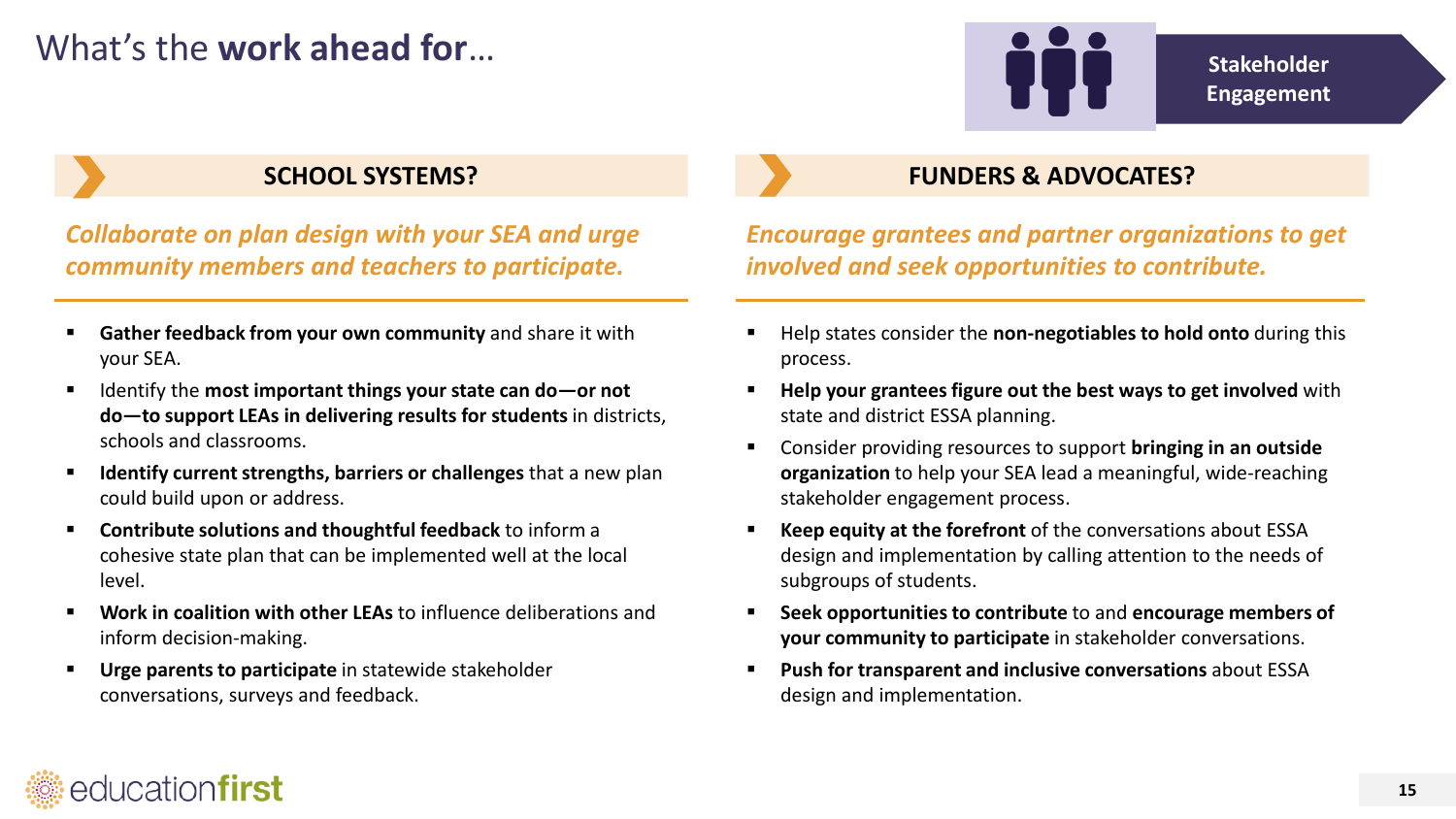# What's the **work ahead for**…

**Stakeholder Engagement**

## SCHOOL SYSTEMS?

***Collaborate on plan design with your SEA and urge community members and teachers to participate.***

- **Gather feedback from your own community** and share it with your SEA.
- Identify the **most important things your state can do—or not do—to support LEAs in delivering results for students** in districts, schools and classrooms.
- **Identify current strengths, barriers or challenges** that a new plan could build upon or address.
- **Contribute solutions and thoughtful feedback** to inform a cohesive state plan that can be implemented well at the local level.
- **Work in coalition with other LEAs** to influence deliberations and inform decision-making.
- **Urge parents to participate** in statewide stakeholder conversations, surveys and feedback.

## FUNDERS & ADVOCATES?

***Encourage grantees and partner organizations to get involved and seek opportunities to contribute.***

- Help states consider the **non-negotiables to hold onto** during this process.
- **Help your grantees figure out the best ways to get involved** with state and district ESSA planning.
- Consider providing resources to support **bringing in an outside organization** to help your SEA lead a meaningful, wide-reaching stakeholder engagement process.
- **Keep equity at the forefront** of the conversations about ESSA design and implementation by calling attention to the needs of subgroups of students.
- **Seek opportunities to contribute** to and **encourage members of your community to participate** in stakeholder conversations.
- **Push for transparent and inclusive conversations** about ESSA design and implementation.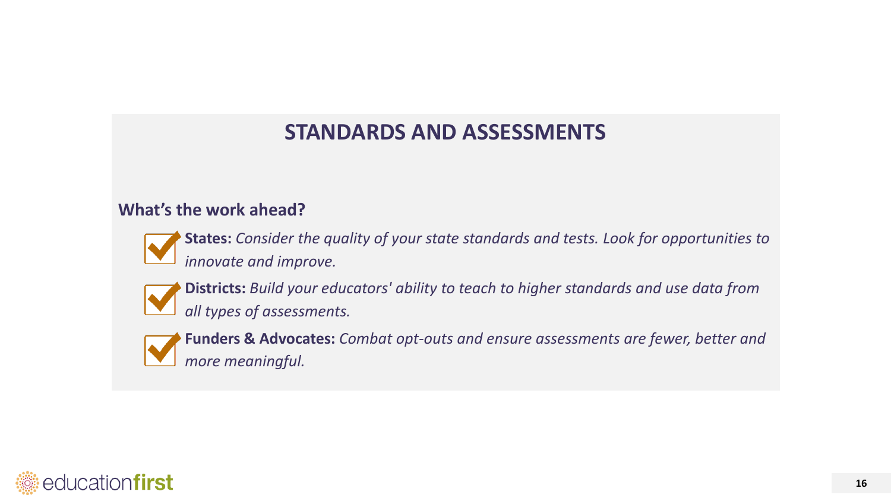# STANDARDS AND ASSESSMENTS

## What's the work ahead?

- **States:** *Consider the quality of your state standards and tests. Look for opportunities to innovate and improve.*
- **Districts:** *Build your educators' ability to teach to higher standards and use data from all types of assessments.*
- **Funders & Advocates:** *Combat opt-outs and ensure assessments are fewer, better and more meaningful.*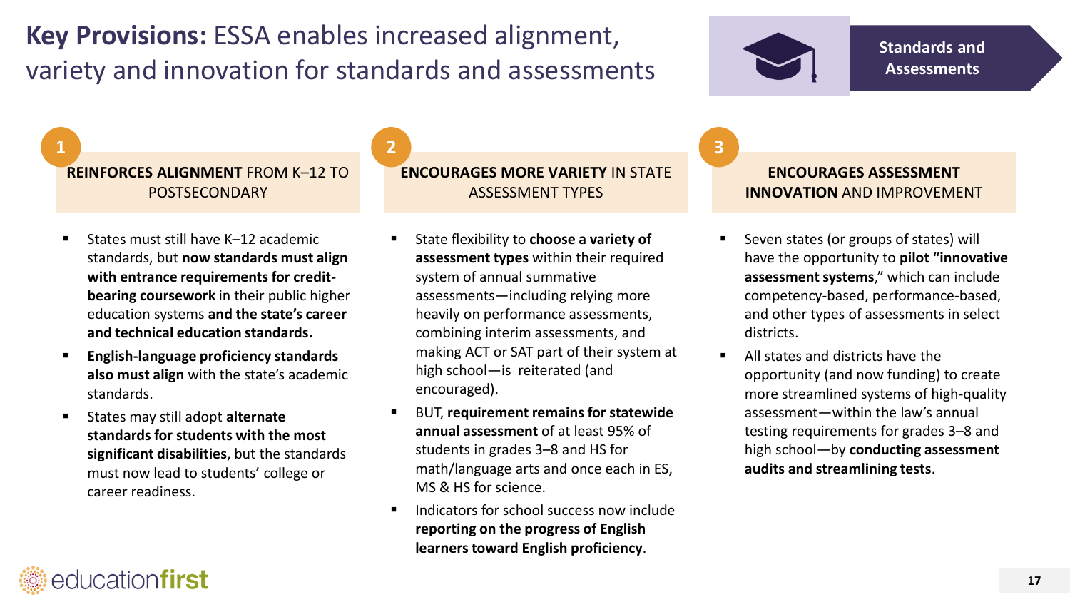# **Key Provisions:** ESSA enables increased alignment, variety and innovation for standards and assessments

**Standards and Assessments**

## 1 **REINFORCES ALIGNMENT** FROM K–12 TO POSTSECONDARY

- States must still have K–12 academic standards, but **now standards must align with entrance requirements for credit-bearing coursework** in their public higher education systems **and the state's career and technical education standards.**
- **English-language proficiency standards also must align** with the state's academic standards.
- States may still adopt **alternate standards for students with the most significant disabilities**, but the standards must now lead to students' college or career readiness.

## 2 **ENCOURAGES MORE VARIETY** IN STATE ASSESSMENT TYPES

- State flexibility to **choose a variety of assessment types** within their required system of annual summative assessments—including relying more heavily on performance assessments, combining interim assessments, and making ACT or SAT part of their system at high school—is reiterated (and encouraged).
- BUT, **requirement remains for statewide annual assessment** of at least 95% of students in grades 3–8 and HS for math/language arts and once each in ES, MS & HS for science.
- Indicators for school success now include **reporting on the progress of English learners toward English proficiency**.

## 3 **ENCOURAGES ASSESSMENT INNOVATION** AND IMPROVEMENT

- Seven states (or groups of states) will have the opportunity to **pilot "innovative assessment systems**," which can include competency-based, performance-based, and other types of assessments in select districts.
- All states and districts have the opportunity (and now funding) to create more streamlined systems of high-quality assessment—within the law's annual testing requirements for grades 3–8 and high school—by **conducting assessment audits and streamlining tests**.

educationfirst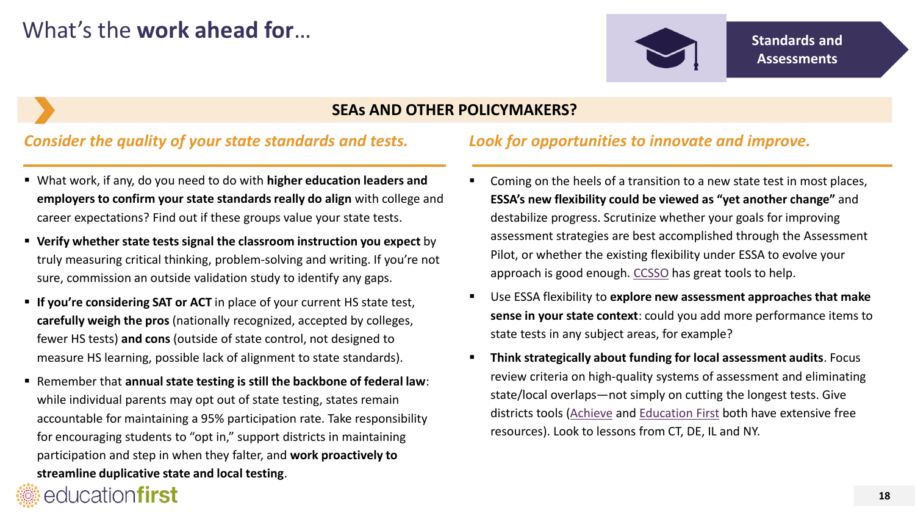# What's the **work ahead for**…

**Standards and Assessments**

## SEAs AND OTHER POLICYMAKERS?

### *Consider the quality of your state standards and tests.*

- What work, if any, do you need to do with **higher education leaders and employers to confirm your state standards really do align** with college and career expectations? Find out if these groups value your state tests.
- **Verify whether state tests signal the classroom instruction you expect** by truly measuring critical thinking, problem-solving and writing. If you're not sure, commission an outside validation study to identify any gaps.
- **If you're considering SAT or ACT** in place of your current HS state test, **carefully weigh the pros** (nationally recognized, accepted by colleges, fewer HS tests) **and cons** (outside of state control, not designed to measure HS learning, possible lack of alignment to state standards).
- Remember that **annual state testing is still the backbone of federal law**: while individual parents may opt out of state testing, states remain accountable for maintaining a 95% participation rate. Take responsibility for encouraging students to "opt in," support districts in maintaining participation and step in when they falter, and **work proactively to streamline duplicative state and local testing**.

### *Look for opportunities to innovate and improve.*

- Coming on the heels of a transition to a new state test in most places, **ESSA's new flexibility could be viewed as "yet another change"** and destabilize progress. Scrutinize whether your goals for improving assessment strategies are best accomplished through the Assessment Pilot, or whether the existing flexibility under ESSA to evolve your approach is good enough. CCSSO has great tools to help.
- Use ESSA flexibility to **explore new assessment approaches that make sense in your state context**: could you add more performance items to state tests in any subject areas, for example?
- **Think strategically about funding for local assessment audits**. Focus review criteria on high-quality systems of assessment and eliminating state/local overlaps—not simply on cutting the longest tests. Give districts tools (Achieve and Education First both have extensive free resources). Look to lessons from CT, DE, IL and NY.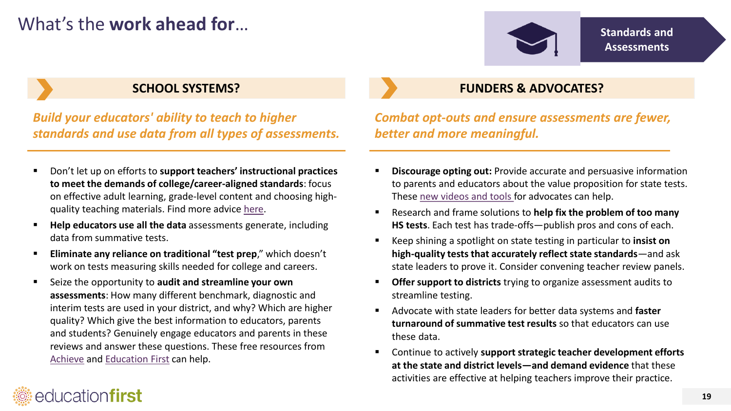# What's the **work ahead for**…

**Standards and Assessments**

## SCHOOL SYSTEMS?

***Build your educators' ability to teach to higher standards and use data from all types of assessments.***

- Don't let up on efforts to **support teachers' instructional practices to meet the demands of college/career-aligned standards**: focus on effective adult learning, grade-level content and choosing high-quality teaching materials. Find more advice here.
- **Help educators use all the data** assessments generate, including data from summative tests.
- **Eliminate any reliance on traditional "test prep**," which doesn't work on tests measuring skills needed for college and careers.
- Seize the opportunity to **audit and streamline your own assessments**: How many different benchmark, diagnostic and interim tests are used in your district, and why? Which are higher quality? Which give the best information to educators, parents and students? Genuinely engage educators and parents in these reviews and answer these questions. These free resources from Achieve and Education First can help.

## FUNDERS & ADVOCATES?

***Combat opt-outs and ensure assessments are fewer, better and more meaningful.***

- **Discourage opting out:** Provide accurate and persuasive information to parents and educators about the value proposition for state tests. These new videos and tools for advocates can help.
- Research and frame solutions to **help fix the problem of too many HS tests**. Each test has trade-offs—publish pros and cons of each.
- Keep shining a spotlight on state testing in particular to **insist on high-quality tests that accurately reflect state standards**—and ask state leaders to prove it. Consider convening teacher review panels.
- **Offer support to districts** trying to organize assessment audits to streamline testing.
- Advocate with state leaders for better data systems and **faster turnaround of summative test results** so that educators can use these data.
- Continue to actively **support strategic teacher development efforts at the state and district levels—and demand evidence** that these activities are effective at helping teachers improve their practice.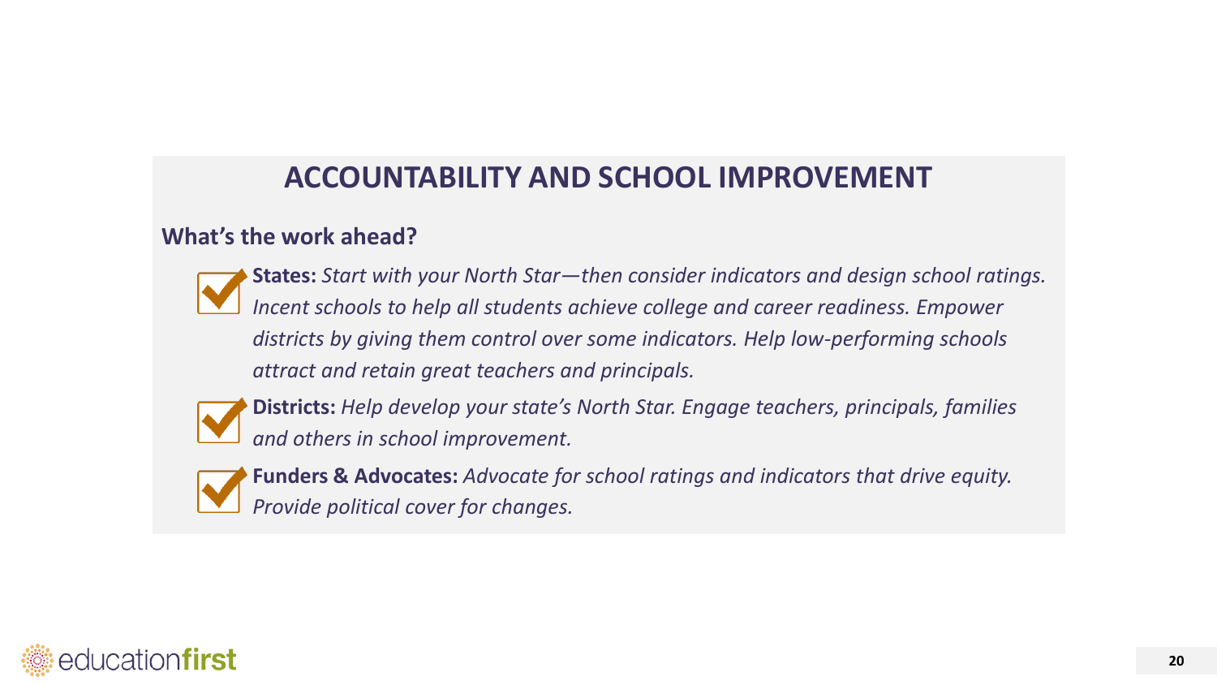# ACCOUNTABILITY AND SCHOOL IMPROVEMENT

## What's the work ahead?

- **States:** *Start with your North Star—then consider indicators and design school ratings. Incent schools to help all students achieve college and career readiness. Empower districts by giving them control over some indicators. Help low-performing schools attract and retain great teachers and principals.*
- **Districts:** *Help develop your state's North Star. Engage teachers, principals, families and others in school improvement.*
- **Funders & Advocates:** *Advocate for school ratings and indicators that drive equity. Provide political cover for changes.*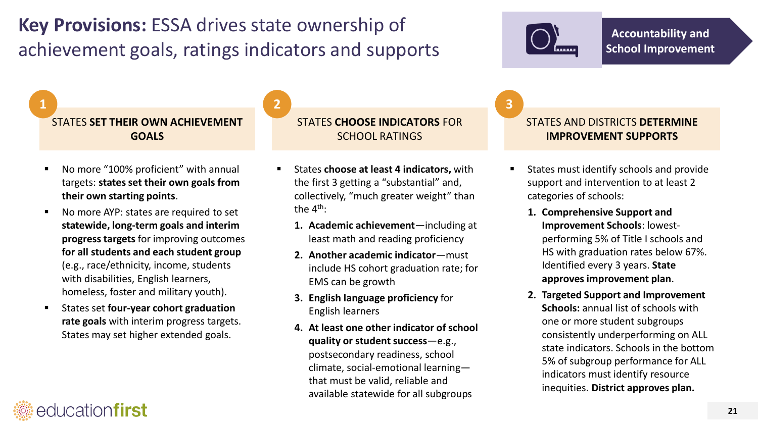# **Key Provisions:** ESSA drives state ownership of achievement goals, ratings indicators and supports

**Accountability and School Improvement**

## 1 STATES **SET THEIR OWN ACHIEVEMENT GOALS**

- No more "100% proficient" with annual targets: **states set their own goals from their own starting points**.
- No more AYP: states are required to set **statewide, long-term goals and interim progress targets** for improving outcomes **for all students and each student group** (e.g., race/ethnicity, income, students with disabilities, English learners, homeless, foster and military youth).
- States set **four-year cohort graduation rate goals** with interim progress targets. States may set higher extended goals.

## 2 STATES **CHOOSE INDICATORS** FOR SCHOOL RATINGS

- States **choose at least 4 indicators,** with the first 3 getting a "substantial" and, collectively, "much greater weight" than the 4th:
  1. **Academic achievement**—including at least math and reading proficiency
  2. **Another academic indicator**—must include HS cohort graduation rate; for EMS can be growth
  3. **English language proficiency** for English learners
  4. **At least one other indicator of school quality or student success**—e.g., postsecondary readiness, school climate, social-emotional learning—that must be valid, reliable and available statewide for all subgroups

## 3 STATES AND DISTRICTS **DETERMINE IMPROVEMENT SUPPORTS**

- States must identify schools and provide support and intervention to at least 2 categories of schools:
  1. **Comprehensive Support and Improvement Schools**: lowest-performing 5% of Title I schools and HS with graduation rates below 67%. Identified every 3 years. **State approves improvement plan**.
  2. **Targeted Support and Improvement Schools:** annual list of schools with one or more student subgroups consistently underperforming on ALL state indicators. Schools in the bottom 5% of subgroup performance for ALL indicators must identify resource inequities. **District approves plan.**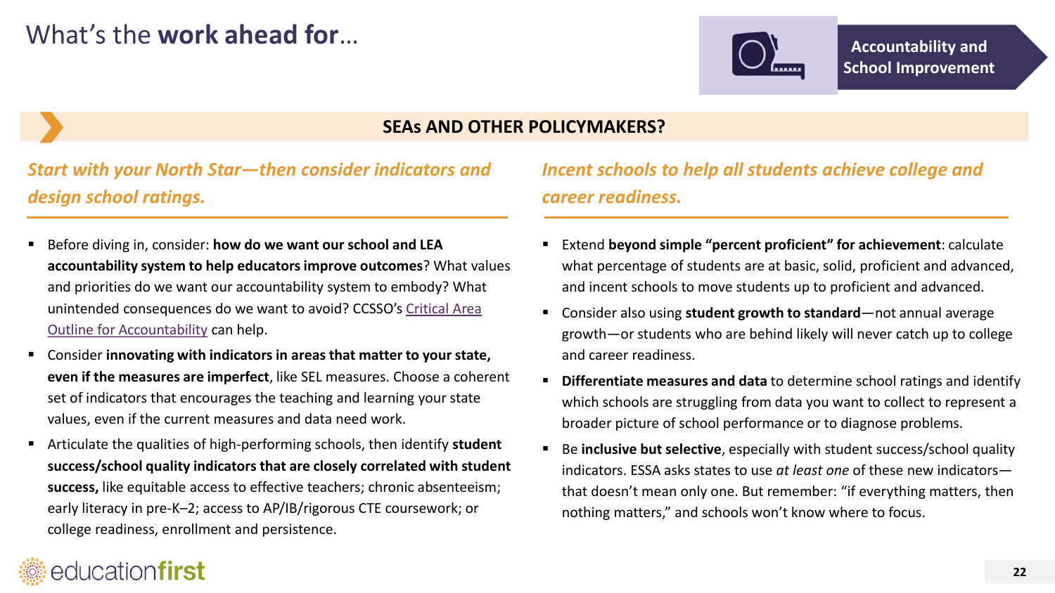# What's the **work ahead for**…

**Accountability and School Improvement**

## SEAs AND OTHER POLICYMAKERS?

### *Start with your North Star—then consider indicators and design school ratings.*

- Before diving in, consider: **how do we want our school and LEA accountability system to help educators improve outcomes**? What values and priorities do we want our accountability system to embody? What unintended consequences do we want to avoid? CCSSO's Critical Area Outline for Accountability can help.
- Consider **innovating with indicators in areas that matter to your state, even if the measures are imperfect**, like SEL measures. Choose a coherent set of indicators that encourages the teaching and learning your state values, even if the current measures and data need work.
- Articulate the qualities of high-performing schools, then identify **student success/school quality indicators that are closely correlated with student success,** like equitable access to effective teachers; chronic absenteeism; early literacy in pre-K–2; access to AP/IB/rigorous CTE coursework; or college readiness, enrollment and persistence.

### *Incent schools to help all students achieve college and career readiness.*

- Extend **beyond simple "percent proficient" for achievement**: calculate what percentage of students are at basic, solid, proficient and advanced, and incent schools to move students up to proficient and advanced.
- Consider also using **student growth to standard**—not annual average growth—or students who are behind likely will never catch up to college and career readiness.
- **Differentiate measures and data** to determine school ratings and identify which schools are struggling from data you want to collect to represent a broader picture of school performance or to diagnose problems.
- Be **inclusive but selective**, especially with student success/school quality indicators. ESSA asks states to use *at least one* of these new indicators—that doesn't mean only one. But remember: "if everything matters, then nothing matters," and schools won't know where to focus.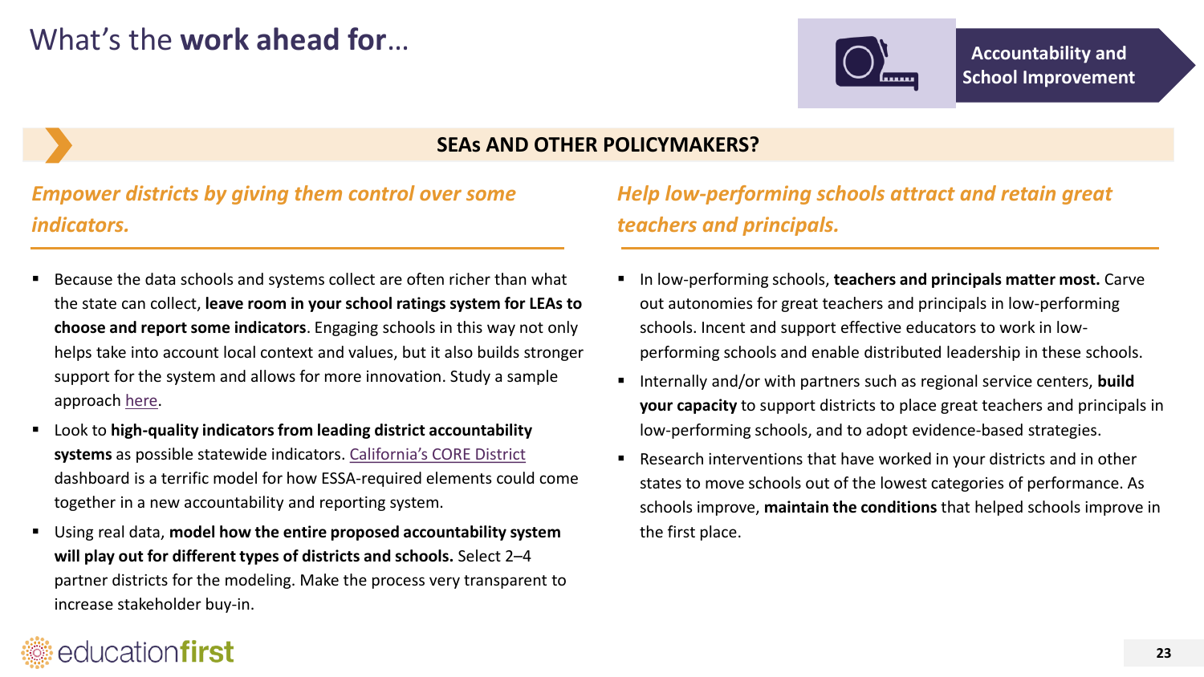# What's the **work ahead for**…

**Accountability and School Improvement**

## SEAs AND OTHER POLICYMAKERS?

### *Empower districts by giving them control over some indicators.*

- Because the data schools and systems collect are often richer than what the state can collect, **leave room in your school ratings system for LEAs to choose and report some indicators**. Engaging schools in this way not only helps take into account local context and values, but it also builds stronger support for the system and allows for more innovation. Study a sample approach here.
- Look to **high-quality indicators from leading district accountability systems** as possible statewide indicators. California's CORE District dashboard is a terrific model for how ESSA-required elements could come together in a new accountability and reporting system.
- Using real data, **model how the entire proposed accountability system will play out for different types of districts and schools.** Select 2–4 partner districts for the modeling. Make the process very transparent to increase stakeholder buy-in.

### *Help low-performing schools attract and retain great teachers and principals.*

- In low-performing schools, **teachers and principals matter most.** Carve out autonomies for great teachers and principals in low-performing schools. Incent and support effective educators to work in low-performing schools and enable distributed leadership in these schools.
- Internally and/or with partners such as regional service centers, **build your capacity** to support districts to place great teachers and principals in low-performing schools, and to adopt evidence-based strategies.
- Research interventions that have worked in your districts and in other states to move schools out of the lowest categories of performance. As schools improve, **maintain the conditions** that helped schools improve in the first place.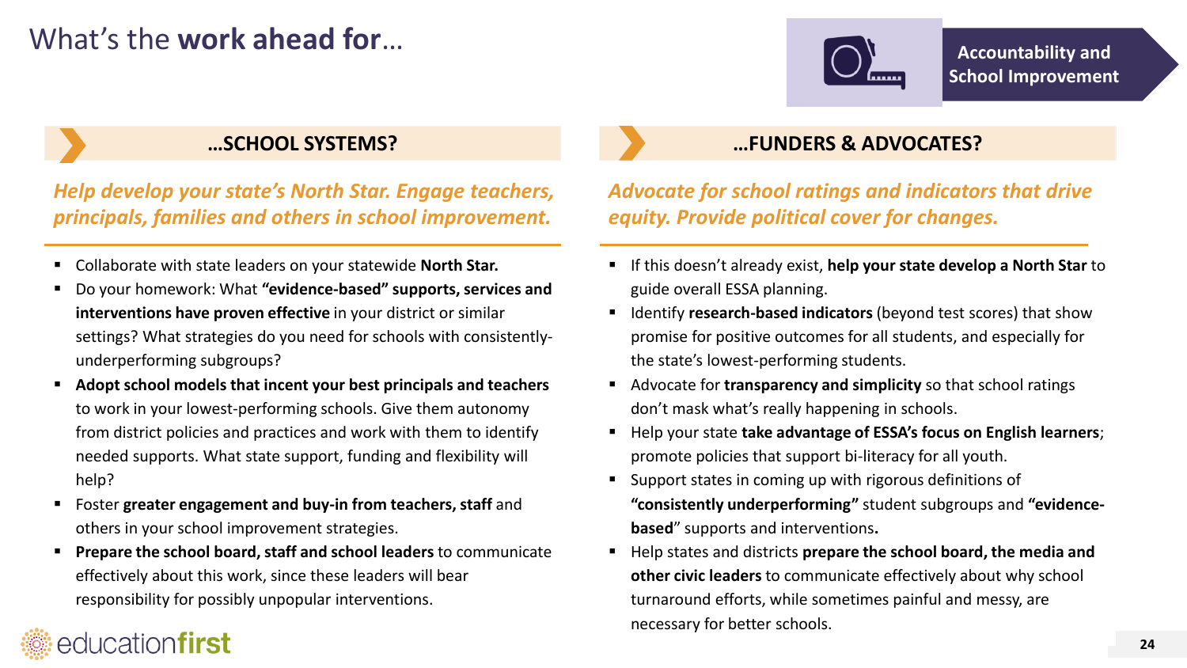# What's the **work ahead for**…

**Accountability and School Improvement**

## …SCHOOL SYSTEMS?

***Help develop your state's North Star. Engage teachers, principals, families and others in school improvement.***

- Collaborate with state leaders on your statewide **North Star.**
- Do your homework: What **"evidence-based" supports, services and interventions have proven effective** in your district or similar settings? What strategies do you need for schools with consistently-underperforming subgroups?
- **Adopt school models that incent your best principals and teachers** to work in your lowest-performing schools. Give them autonomy from district policies and practices and work with them to identify needed supports. What state support, funding and flexibility will help?
- Foster **greater engagement and buy-in from teachers, staff** and others in your school improvement strategies.
- **Prepare the school board, staff and school leaders** to communicate effectively about this work, since these leaders will bear responsibility for possibly unpopular interventions.

## …FUNDERS & ADVOCATES?

***Advocate for school ratings and indicators that drive equity. Provide political cover for changes.***

- If this doesn't already exist, **help your state develop a North Star** to guide overall ESSA planning.
- Identify **research-based indicators** (beyond test scores) that show promise for positive outcomes for all students, and especially for the state's lowest-performing students.
- Advocate for **transparency and simplicity** so that school ratings don't mask what's really happening in schools.
- Help your state **take advantage of ESSA's focus on English learners**; promote policies that support bi-literacy for all youth.
- Support states in coming up with rigorous definitions of **"consistently underperforming"** student subgroups and **"evidence-based**" supports and interventions**.**
- Help states and districts **prepare the school board, the media and other civic leaders** to communicate effectively about why school turnaround efforts, while sometimes painful and messy, are necessary for better schools.

educationfirst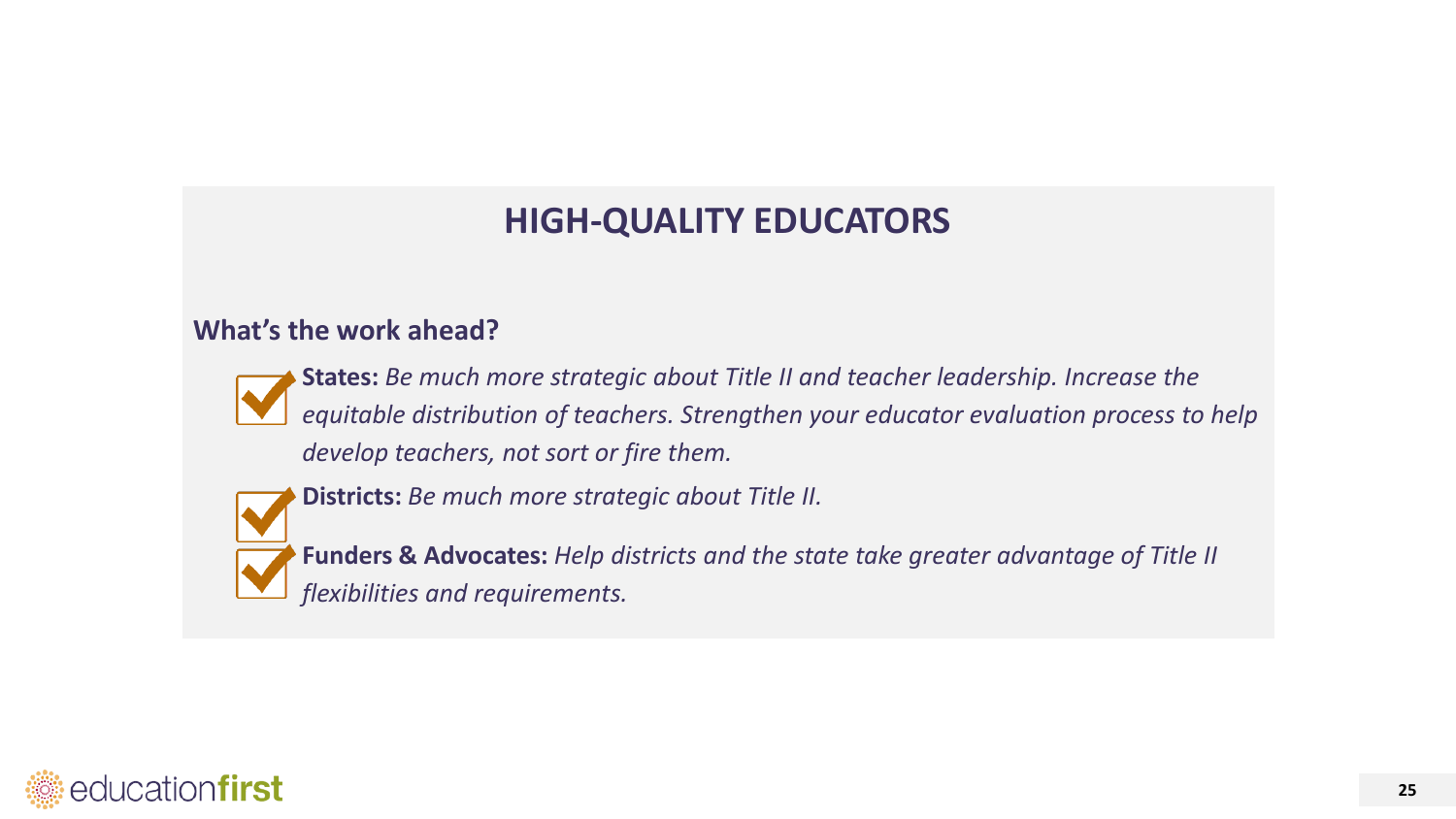# HIGH-QUALITY EDUCATORS

**What's the work ahead?**

- **States:** *Be much more strategic about Title II and teacher leadership. Increase the equitable distribution of teachers. Strengthen your educator evaluation process to help develop teachers, not sort or fire them.*
- **Districts:** *Be much more strategic about Title II.*
- **Funders & Advocates:** *Help districts and the state take greater advantage of Title II flexibilities and requirements.*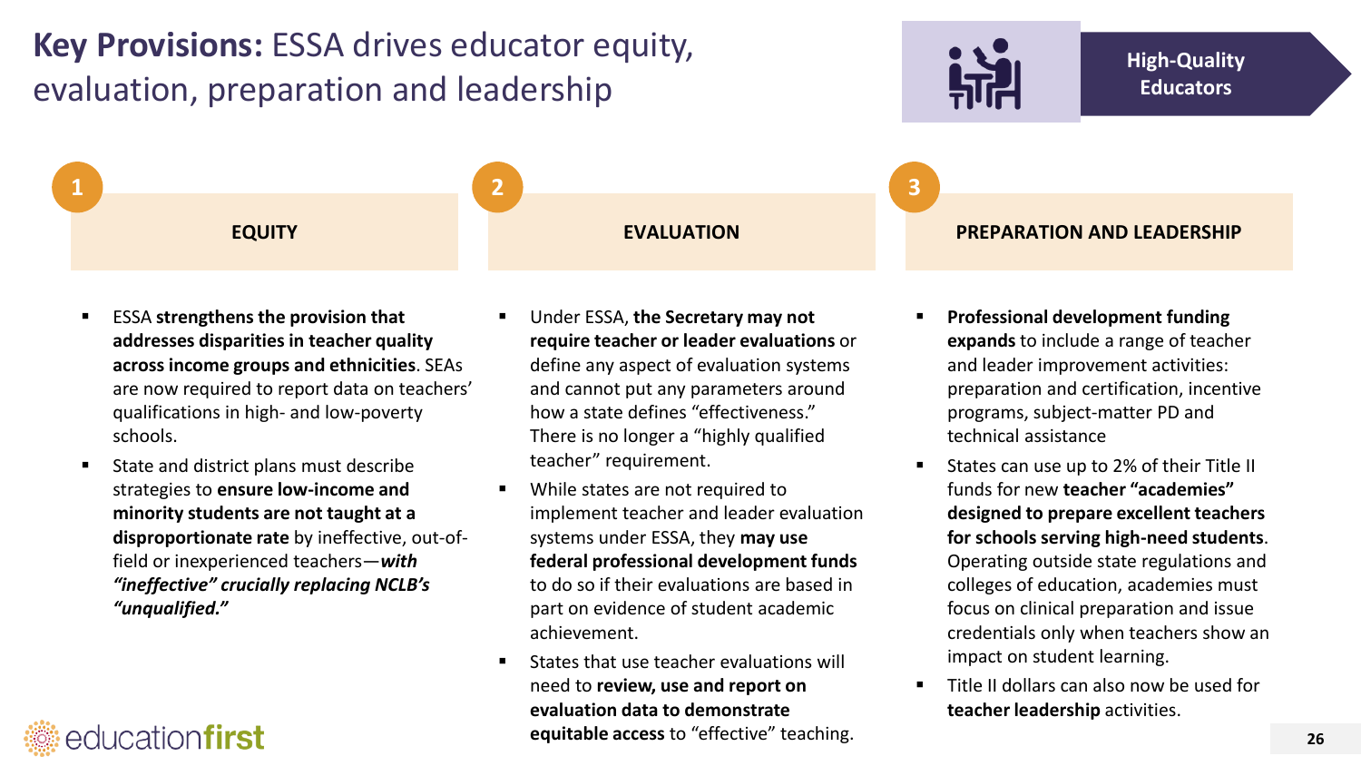# **Key Provisions:** ESSA drives educator equity, evaluation, preparation and leadership

High-Quality Educators

## 1 EQUITY

- ESSA **strengthens the provision that addresses disparities in teacher quality across income groups and ethnicities**. SEAs are now required to report data on teachers' qualifications in high- and low-poverty schools.
- State and district plans must describe strategies to **ensure low-income and minority students are not taught at a disproportionate rate** by ineffective, out-of-field or inexperienced teachers—***with "ineffective" crucially replacing NCLB's "unqualified."***

## 2 EVALUATION

- Under ESSA, **the Secretary may not require teacher or leader evaluations** or define any aspect of evaluation systems and cannot put any parameters around how a state defines "effectiveness." There is no longer a "highly qualified teacher" requirement.
- While states are not required to implement teacher and leader evaluation systems under ESSA, they **may use federal professional development funds** to do so if their evaluations are based in part on evidence of student academic achievement.
- States that use teacher evaluations will need to **review, use and report on evaluation data to demonstrate equitable access** to "effective" teaching.

## 3 PREPARATION AND LEADERSHIP

- **Professional development funding expands** to include a range of teacher and leader improvement activities: preparation and certification, incentive programs, subject-matter PD and technical assistance
- States can use up to 2% of their Title II funds for new **teacher "academies" designed to prepare excellent teachers for schools serving high-need students**. Operating outside state regulations and colleges of education, academies must focus on clinical preparation and issue credentials only when teachers show an impact on student learning.
- Title II dollars can also now be used for **teacher leadership** activities.

educationfirst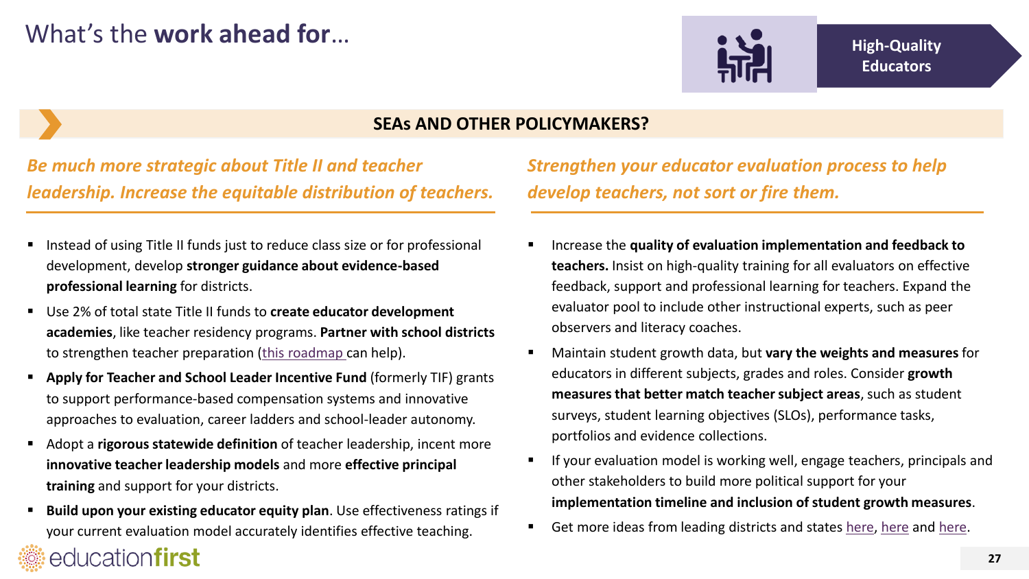# What's the **work ahead for**…

**High-Quality Educators**

## SEAs AND OTHER POLICYMAKERS?

### *Be much more strategic about Title II and teacher leadership. Increase the equitable distribution of teachers.*

- Instead of using Title II funds just to reduce class size or for professional development, develop **stronger guidance about evidence-based professional learning** for districts.
- Use 2% of total state Title II funds to **create educator development academies**, like teacher residency programs. **Partner with school districts** to strengthen teacher preparation (this roadmap can help).
- **Apply for Teacher and School Leader Incentive Fund** (formerly TIF) grants to support performance-based compensation systems and innovative approaches to evaluation, career ladders and school-leader autonomy.
- Adopt a **rigorous statewide definition** of teacher leadership, incent more **innovative teacher leadership models** and more **effective principal training** and support for your districts.
- **Build upon your existing educator equity plan**. Use effectiveness ratings if your current evaluation model accurately identifies effective teaching.

### *Strengthen your educator evaluation process to help develop teachers, not sort or fire them.*

- Increase the **quality of evaluation implementation and feedback to teachers.** Insist on high-quality training for all evaluators on effective feedback, support and professional learning for teachers. Expand the evaluator pool to include other instructional experts, such as peer observers and literacy coaches.
- Maintain student growth data, but **vary the weights and measures** for educators in different subjects, grades and roles. Consider **growth measures that better match teacher subject areas**, such as student surveys, student learning objectives (SLOs), performance tasks, portfolios and evidence collections.
- If your evaluation model is working well, engage teachers, principals and other stakeholders to build more political support for your **implementation timeline and inclusion of student growth measures**.
- Get more ideas from leading districts and states here, here and here.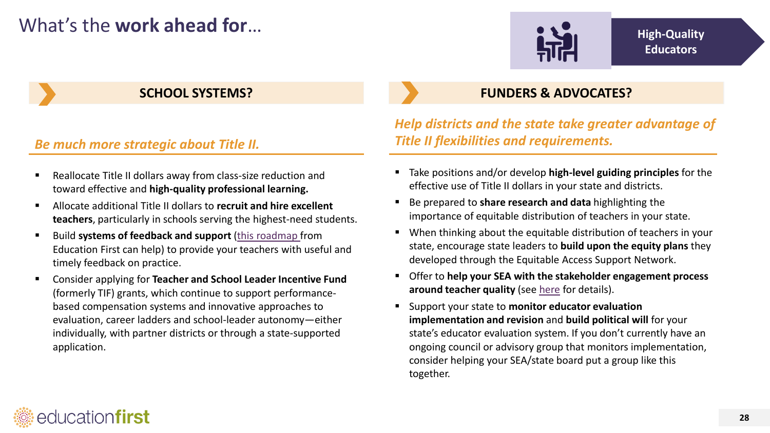# What's the **work ahead for**…

**High-Quality Educators**

## SCHOOL SYSTEMS?

### *Be much more strategic about Title II.*

- Reallocate Title II dollars away from class-size reduction and toward effective and **high-quality professional learning.**
- Allocate additional Title II dollars to **recruit and hire excellent teachers**, particularly in schools serving the highest-need students.
- Build **systems of feedback and support** (this roadmap from Education First can help) to provide your teachers with useful and timely feedback on practice.
- Consider applying for **Teacher and School Leader Incentive Fund** (formerly TIF) grants, which continue to support performance-based compensation systems and innovative approaches to evaluation, career ladders and school-leader autonomy—either individually, with partner districts or through a state-supported application.

## FUNDERS & ADVOCATES?

### *Help districts and the state take greater advantage of Title II flexibilities and requirements.*

- Take positions and/or develop **high-level guiding principles** for the effective use of Title II dollars in your state and districts.
- Be prepared to **share research and data** highlighting the importance of equitable distribution of teachers in your state.
- When thinking about the equitable distribution of teachers in your state, encourage state leaders to **build upon the equity plans** they developed through the Equitable Access Support Network.
- Offer to **help your SEA with the stakeholder engagement process around teacher quality** (see here for details).
- Support your state to **monitor educator evaluation implementation and revision** and **build political will** for your state's educator evaluation system. If you don't currently have an ongoing council or advisory group that monitors implementation, consider helping your SEA/state board put a group like this together.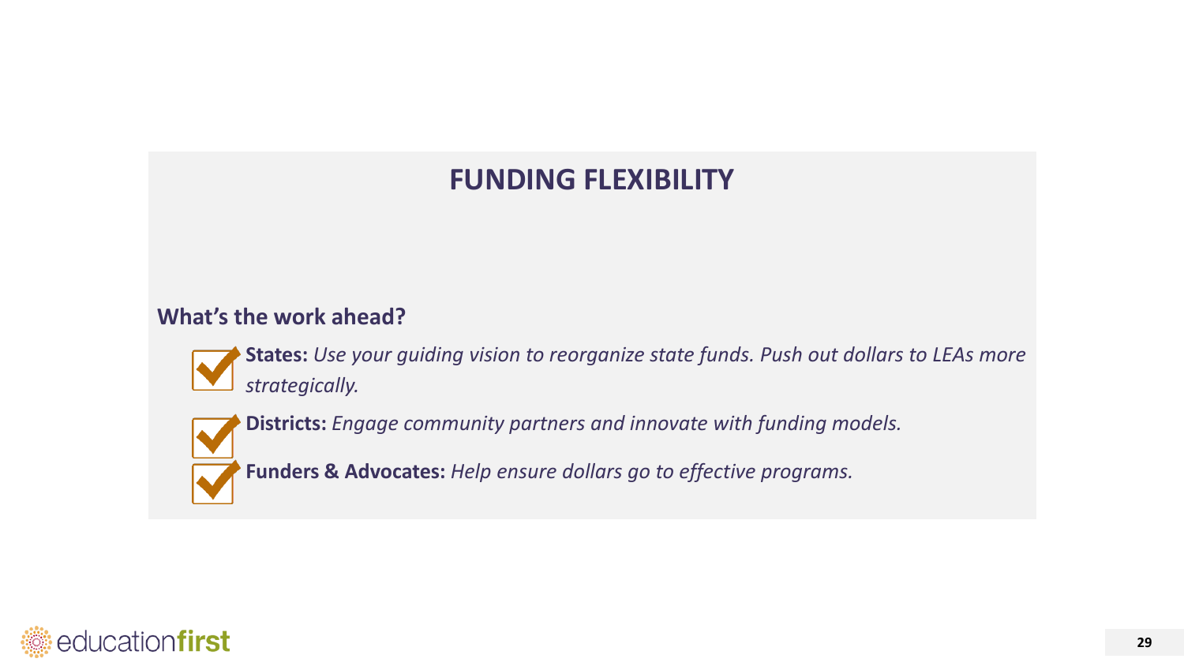# FUNDING FLEXIBILITY

**What's the work ahead?**

- **States:** *Use your guiding vision to reorganize state funds. Push out dollars to LEAs more strategically.*
- **Districts:** *Engage community partners and innovate with funding models.*
- **Funders & Advocates:** *Help ensure dollars go to effective programs.*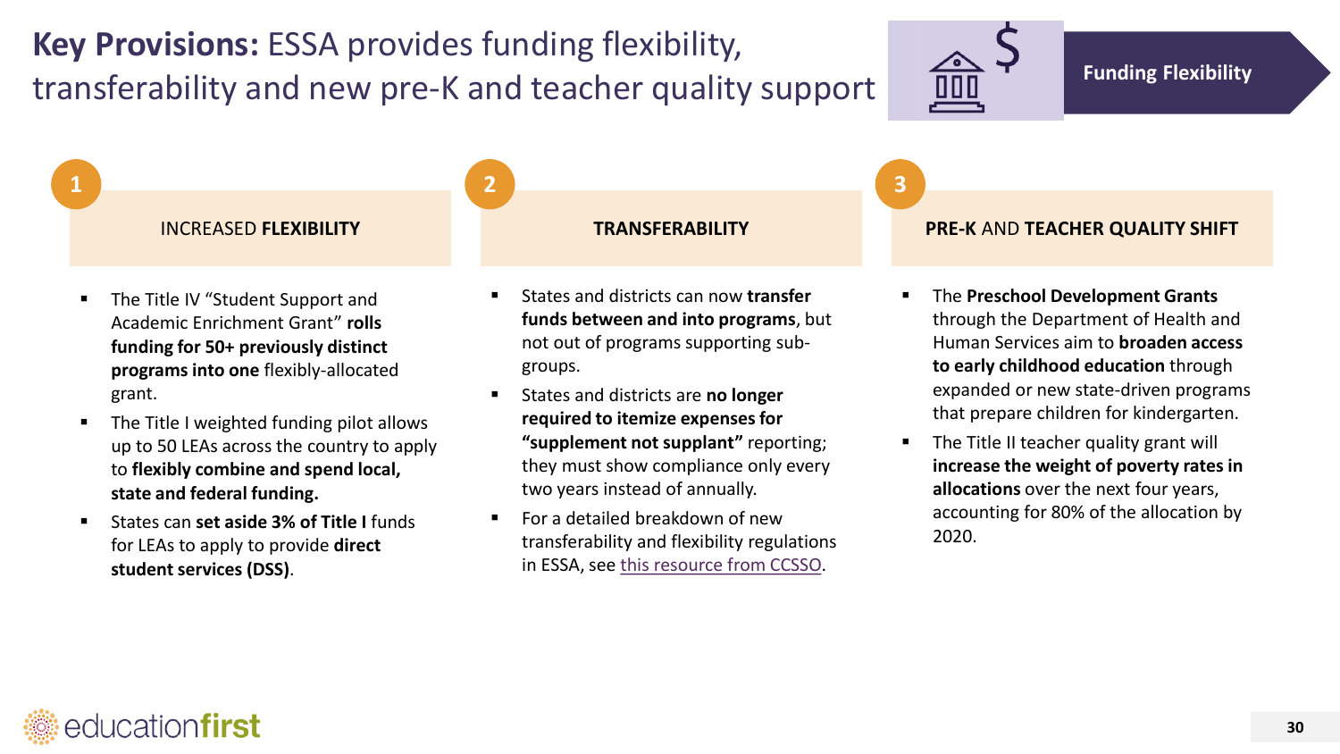# **Key Provisions:** ESSA provides funding flexibility, transferability and new pre-K and teacher quality support

**Funding Flexibility**

## 1 INCREASED **FLEXIBILITY**

- The Title IV "Student Support and Academic Enrichment Grant" **rolls funding for 50+ previously distinct programs into one** flexibly-allocated grant.
- The Title I weighted funding pilot allows up to 50 LEAs across the country to apply to **flexibly combine and spend local, state and federal funding.**
- States can **set aside 3% of Title I** funds for LEAs to apply to provide **direct student services (DSS)**.

## 2 **TRANSFERABILITY**

- States and districts can now **transfer funds between and into programs**, but not out of programs supporting sub-groups.
- States and districts are **no longer required to itemize expenses for "supplement not supplant"** reporting; they must show compliance only every two years instead of annually.
- For a detailed breakdown of new transferability and flexibility regulations in ESSA, see this resource from CCSSO.

## 3 **PRE-K** AND **TEACHER QUALITY SHIFT**

- The **Preschool Development Grants** through the Department of Health and Human Services aim to **broaden access to early childhood education** through expanded or new state-driven programs that prepare children for kindergarten.
- The Title II teacher quality grant will **increase the weight of poverty rates in allocations** over the next four years, accounting for 80% of the allocation by 2020.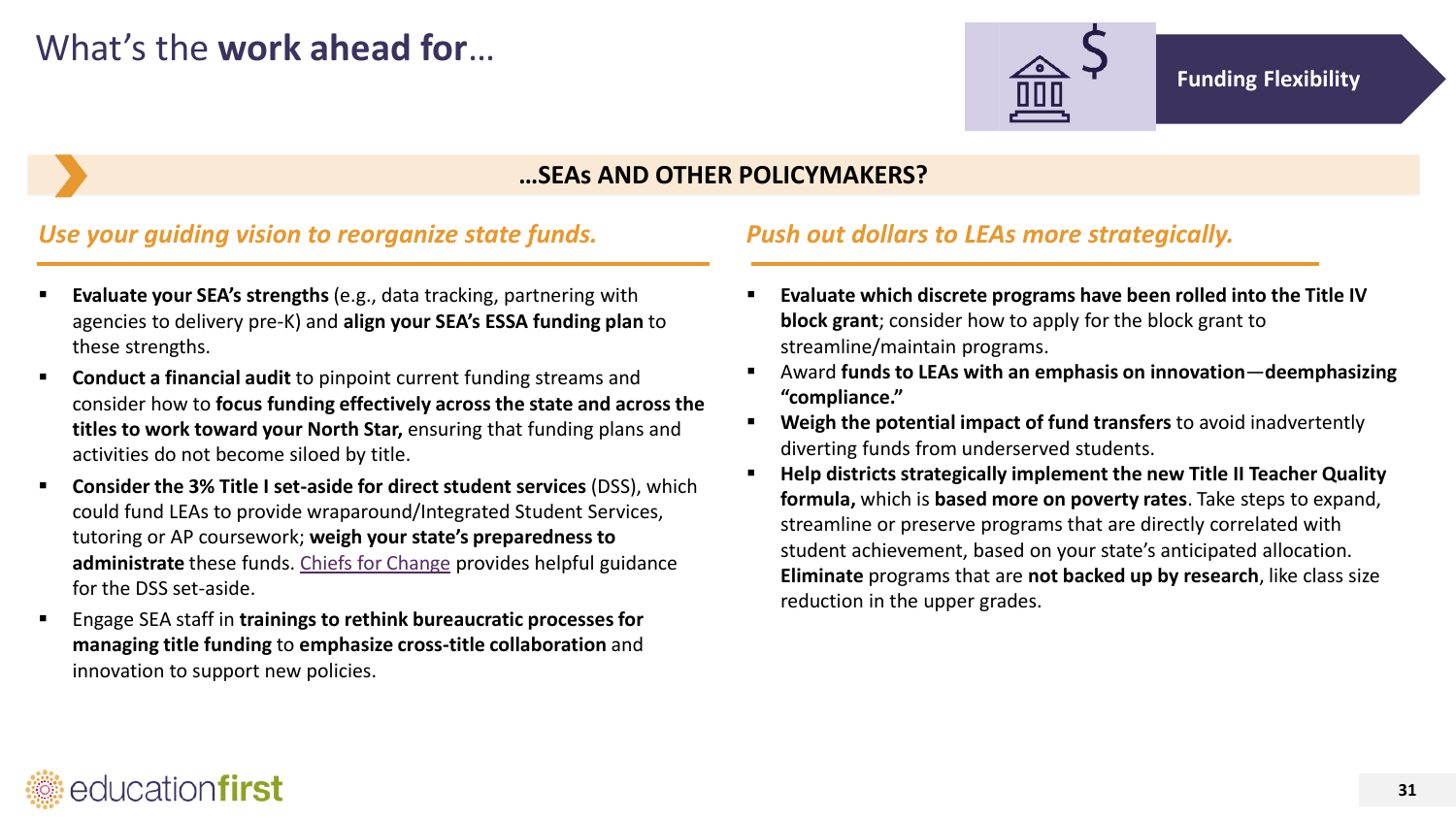# What's the **work ahead for**…

**Funding Flexibility**

## …SEAs AND OTHER POLICYMAKERS?

### *Use your guiding vision to reorganize state funds.*

- **Evaluate your SEA's strengths** (e.g., data tracking, partnering with agencies to delivery pre-K) and **align your SEA's ESSA funding plan** to these strengths.
- **Conduct a financial audit** to pinpoint current funding streams and consider how to **focus funding effectively across the state and across the titles to work toward your North Star,** ensuring that funding plans and activities do not become siloed by title.
- **Consider the 3% Title I set-aside for direct student services** (DSS), which could fund LEAs to provide wraparound/Integrated Student Services, tutoring or AP coursework; **weigh your state's preparedness to administrate** these funds. Chiefs for Change provides helpful guidance for the DSS set-aside.
- Engage SEA staff in **trainings to rethink bureaucratic processes for managing title funding** to **emphasize cross-title collaboration** and innovation to support new policies.

### *Push out dollars to LEAs more strategically.*

- **Evaluate which discrete programs have been rolled into the Title IV block grant**; consider how to apply for the block grant to streamline/maintain programs.
- Award **funds to LEAs with an emphasis on innovation**—**deemphasizing "compliance."**
- **Weigh the potential impact of fund transfers** to avoid inadvertently diverting funds from underserved students.
- **Help districts strategically implement the new Title II Teacher Quality formula,** which is **based more on poverty rates**. Take steps to expand, streamline or preserve programs that are directly correlated with student achievement, based on your state's anticipated allocation. **Eliminate** programs that are **not backed up by research**, like class size reduction in the upper grades.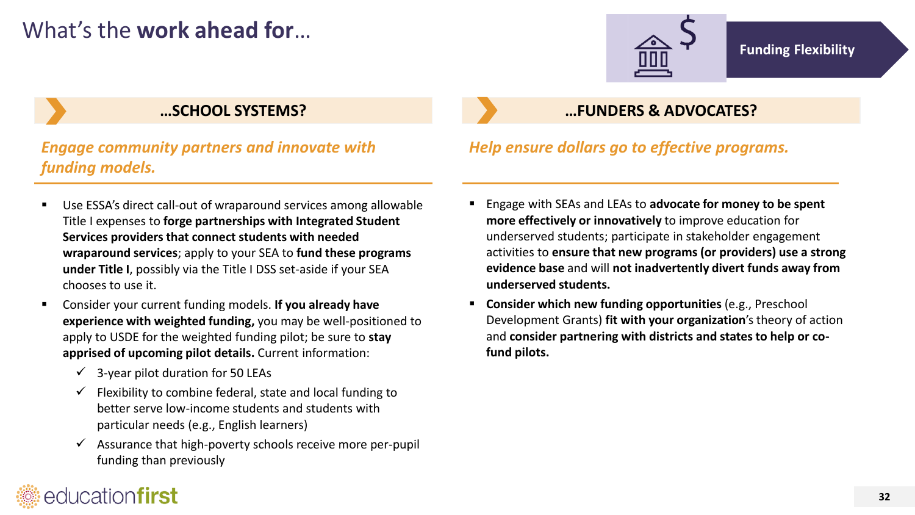# What's the **work ahead for**…

**Funding Flexibility**

## …SCHOOL SYSTEMS?

***Engage community partners and innovate with funding models.***

- Use ESSA's direct call-out of wraparound services among allowable Title I expenses to **forge partnerships with Integrated Student Services providers that connect students with needed wraparound services**; apply to your SEA to **fund these programs under Title I**, possibly via the Title I DSS set-aside if your SEA chooses to use it.
- Consider your current funding models. **If you already have experience with weighted funding,** you may be well-positioned to apply to USDE for the weighted funding pilot; be sure to **stay apprised of upcoming pilot details.** Current information:
  - ✓ 3-year pilot duration for 50 LEAs
  - ✓ Flexibility to combine federal, state and local funding to better serve low-income students and students with particular needs (e.g., English learners)
  - ✓ Assurance that high-poverty schools receive more per-pupil funding than previously

## …FUNDERS & ADVOCATES?

***Help ensure dollars go to effective programs.***

- Engage with SEAs and LEAs to **advocate for money to be spent more effectively or innovatively** to improve education for underserved students; participate in stakeholder engagement activities to **ensure that new programs (or providers) use a strong evidence base** and will **not inadvertently divert funds away from underserved students.**
- **Consider which new funding opportunities** (e.g., Preschool Development Grants) **fit with your organization**'s theory of action and **consider partnering with districts and states to help or co-fund pilots.**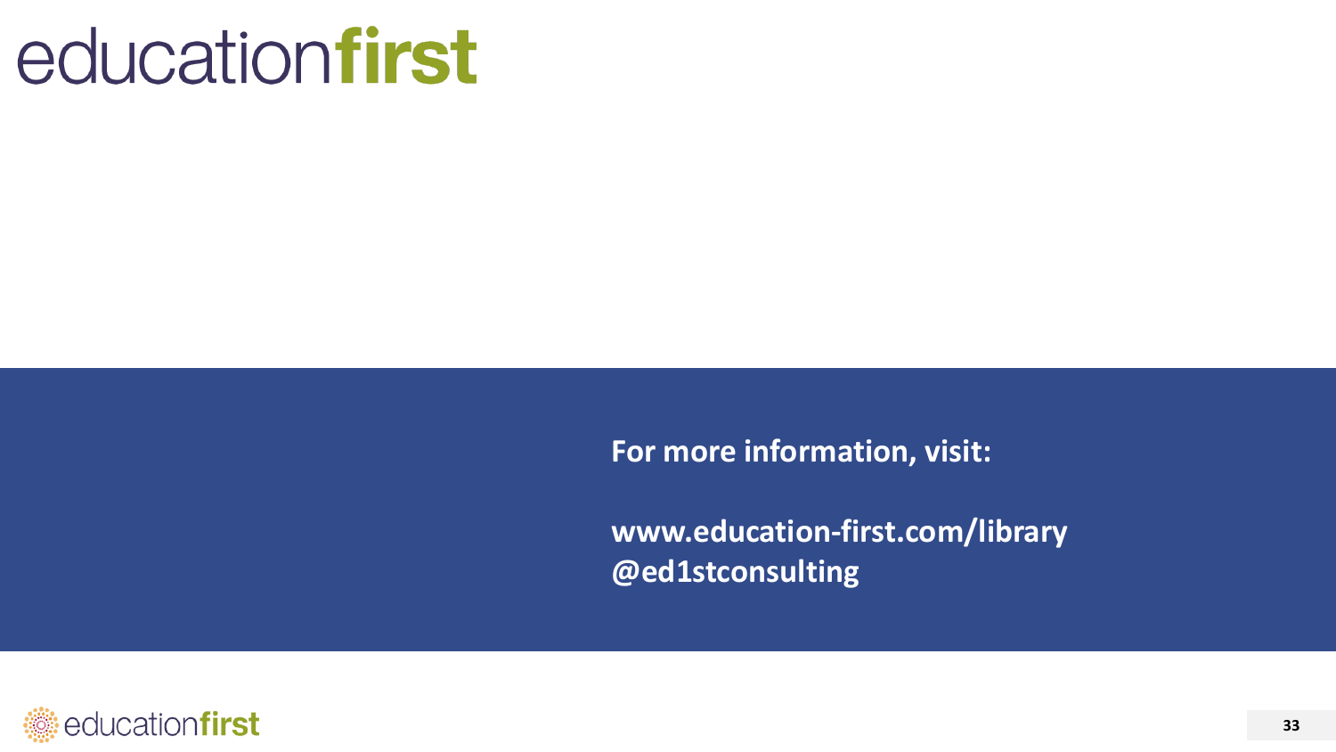# educationfirst

**For more information, visit:**

**www.education-first.com/library**
**@ed1stconsulting**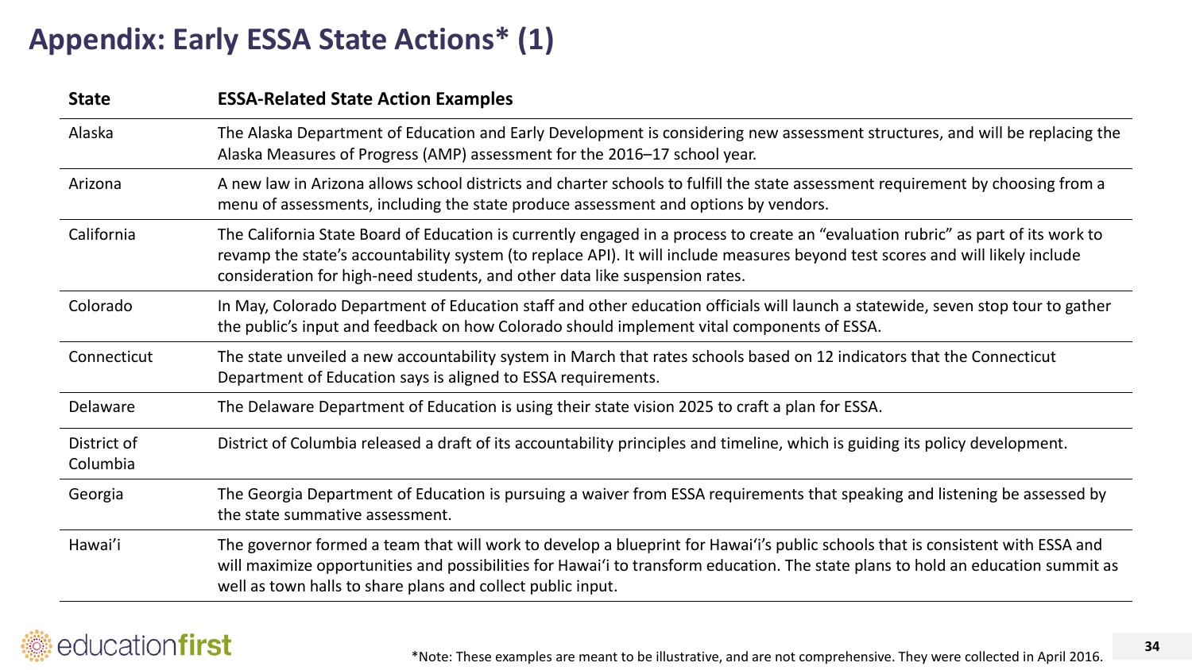# Appendix: Early ESSA State Actions* (1)

| State | ESSA-Related State Action Examples |
|---|---|
| Alaska | The Alaska Department of Education and Early Development is considering new assessment structures, and will be replacing the Alaska Measures of Progress (AMP) assessment for the 2016–17 school year. |
| Arizona | A new law in Arizona allows school districts and charter schools to fulfill the state assessment requirement by choosing from a menu of assessments, including the state produce assessment and options by vendors. |
| California | The California State Board of Education is currently engaged in a process to create an "evaluation rubric" as part of its work to revamp the state's accountability system (to replace API). It will include measures beyond test scores and will likely include consideration for high-need students, and other data like suspension rates. |
| Colorado | In May, Colorado Department of Education staff and other education officials will launch a statewide, seven stop tour to gather the public's input and feedback on how Colorado should implement vital components of ESSA. |
| Connecticut | The state unveiled a new accountability system in March that rates schools based on 12 indicators that the Connecticut Department of Education says is aligned to ESSA requirements. |
| Delaware | The Delaware Department of Education is using their state vision 2025 to craft a plan for ESSA. |
| District of Columbia | District of Columbia released a draft of its accountability principles and timeline, which is guiding its policy development. |
| Georgia | The Georgia Department of Education is pursuing a waiver from ESSA requirements that speaking and listening be assessed by the state summative assessment. |
| Hawai'i | The governor formed a team that will work to develop a blueprint for Hawai'i's public schools that is consistent with ESSA and will maximize opportunities and possibilities for Hawai'i to transform education. The state plans to hold an education summit as well as town halls to share plans and collect public input. |

*Note: These examples are meant to be illustrative, and are not comprehensive. They were collected in April 2016.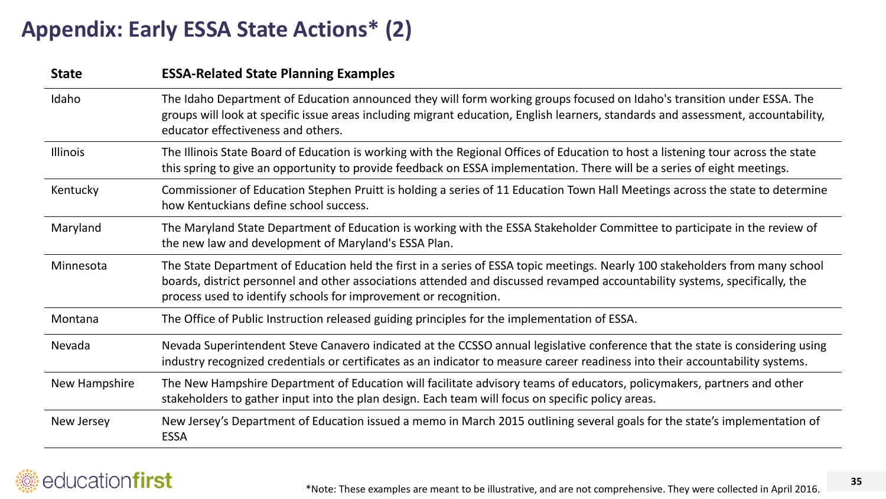# Appendix: Early ESSA State Actions* (2)

| State | ESSA-Related State Planning Examples |
|---|---|
| Idaho | The Idaho Department of Education announced they will form working groups focused on Idaho's transition under ESSA. The groups will look at specific issue areas including migrant education, English learners, standards and assessment, accountability, educator effectiveness and others. |
| Illinois | The Illinois State Board of Education is working with the Regional Offices of Education to host a listening tour across the state this spring to give an opportunity to provide feedback on ESSA implementation. There will be a series of eight meetings. |
| Kentucky | Commissioner of Education Stephen Pruitt is holding a series of 11 Education Town Hall Meetings across the state to determine how Kentuckians define school success. |
| Maryland | The Maryland State Department of Education is working with the ESSA Stakeholder Committee to participate in the review of the new law and development of Maryland's ESSA Plan. |
| Minnesota | The State Department of Education held the first in a series of ESSA topic meetings. Nearly 100 stakeholders from many school boards, district personnel and other associations attended and discussed revamped accountability systems, specifically, the process used to identify schools for improvement or recognition. |
| Montana | The Office of Public Instruction released guiding principles for the implementation of ESSA. |
| Nevada | Nevada Superintendent Steve Canavero indicated at the CCSSO annual legislative conference that the state is considering using industry recognized credentials or certificates as an indicator to measure career readiness into their accountability systems. |
| New Hampshire | The New Hampshire Department of Education will facilitate advisory teams of educators, policymakers, partners and other stakeholders to gather input into the plan design. Each team will focus on specific policy areas. |
| New Jersey | New Jersey's Department of Education issued a memo in March 2015 outlining several goals for the state's implementation of ESSA |

*Note: These examples are meant to be illustrative, and are not comprehensive. They were collected in April 2016.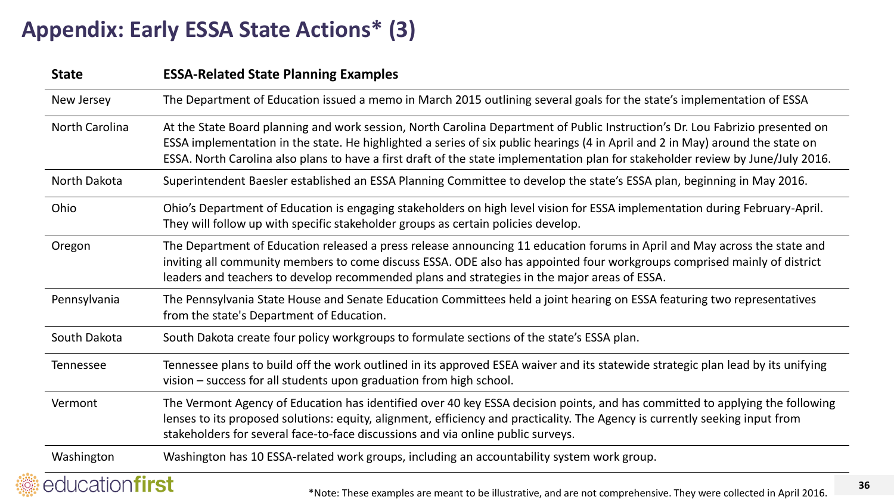# Appendix: Early ESSA State Actions* (3)

| State | ESSA-Related State Planning Examples |
|---|---|
| New Jersey | The Department of Education issued a memo in March 2015 outlining several goals for the state's implementation of ESSA |
| North Carolina | At the State Board planning and work session, North Carolina Department of Public Instruction's Dr. Lou Fabrizio presented on ESSA implementation in the state. He highlighted a series of six public hearings (4 in April and 2 in May) around the state on ESSA. North Carolina also plans to have a first draft of the state implementation plan for stakeholder review by June/July 2016. |
| North Dakota | Superintendent Baesler established an ESSA Planning Committee to develop the state's ESSA plan, beginning in May 2016. |
| Ohio | Ohio's Department of Education is engaging stakeholders on high level vision for ESSA implementation during February-April. They will follow up with specific stakeholder groups as certain policies develop. |
| Oregon | The Department of Education released a press release announcing 11 education forums in April and May across the state and inviting all community members to come discuss ESSA. ODE also has appointed four workgroups comprised mainly of district leaders and teachers to develop recommended plans and strategies in the major areas of ESSA. |
| Pennsylvania | The Pennsylvania State House and Senate Education Committees held a joint hearing on ESSA featuring two representatives from the state's Department of Education. |
| South Dakota | South Dakota create four policy workgroups to formulate sections of the state's ESSA plan. |
| Tennessee | Tennessee plans to build off the work outlined in its approved ESEA waiver and its statewide strategic plan lead by its unifying vision – success for all students upon graduation from high school. |
| Vermont | The Vermont Agency of Education has identified over 40 key ESSA decision points, and has committed to applying the following lenses to its proposed solutions: equity, alignment, efficiency and practicality. The Agency is currently seeking input from stakeholders for several face-to-face discussions and via online public surveys. |
| Washington | Washington has 10 ESSA-related work groups, including an accountability system work group. |

*Note: These examples are meant to be illustrative, and are not comprehensive. They were collected in April 2016.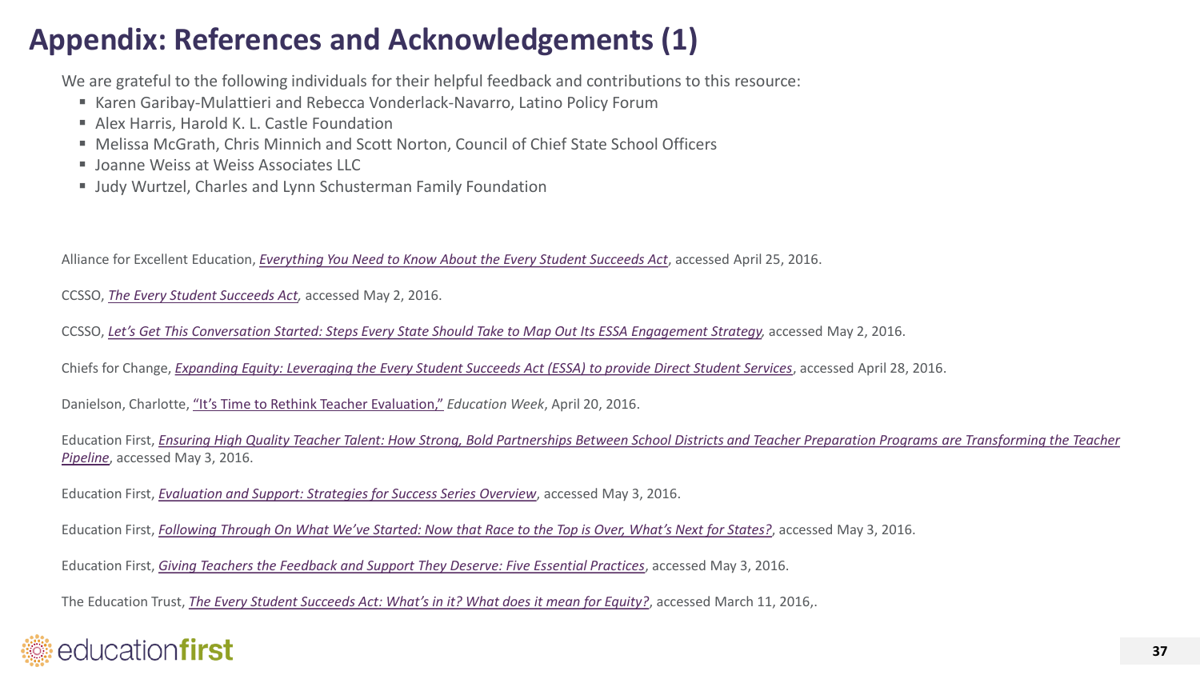# Appendix: References and Acknowledgements (1)

We are grateful to the following individuals for their helpful feedback and contributions to this resource:

- Karen Garibay-Mulattieri and Rebecca Vonderlack-Navarro, Latino Policy Forum
- Alex Harris, Harold K. L. Castle Foundation
- Melissa McGrath, Chris Minnich and Scott Norton, Council of Chief State School Officers
- Joanne Weiss at Weiss Associates LLC
- Judy Wurtzel, Charles and Lynn Schusterman Family Foundation

Alliance for Excellent Education, *Everything You Need to Know About the Every Student Succeeds Act*, accessed April 25, 2016.

CCSSO, *The Every Student Succeeds Act*, accessed May 2, 2016.

CCSSO, *Let's Get This Conversation Started: Steps Every State Should Take to Map Out Its ESSA Engagement Strategy*, accessed May 2, 2016.

Chiefs for Change, *Expanding Equity: Leveraging the Every Student Succeeds Act (ESSA) to provide Direct Student Services*, accessed April 28, 2016.

Danielson, Charlotte, "It's Time to Rethink Teacher Evaluation," *Education Week*, April 20, 2016.

Education First, *Ensuring High Quality Teacher Talent: How Strong, Bold Partnerships Between School Districts and Teacher Preparation Programs are Transforming the Teacher Pipeline*, accessed May 3, 2016.

Education First, *Evaluation and Support: Strategies for Success Series Overview*, accessed May 3, 2016.

Education First, *Following Through On What We've Started: Now that Race to the Top is Over, What's Next for States?*, accessed May 3, 2016.

Education First, *Giving Teachers the Feedback and Support They Deserve: Five Essential Practices*, accessed May 3, 2016.

The Education Trust, *The Every Student Succeeds Act: What's in it? What does it mean for Equity?*, accessed March 11, 2016,.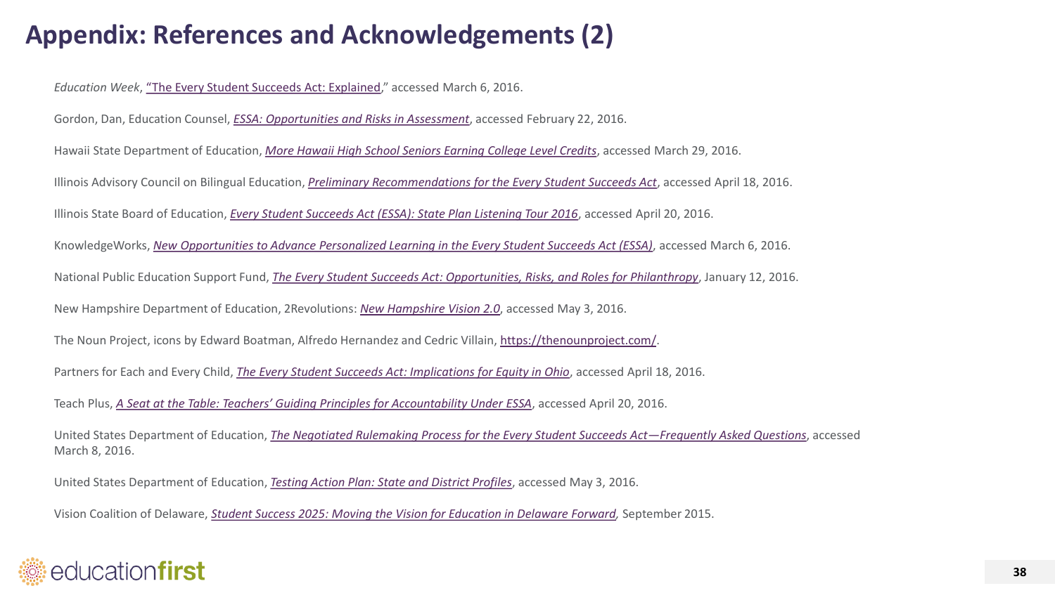# Appendix: References and Acknowledgements (2)

*Education Week*, "The Every Student Succeeds Act: Explained," accessed March 6, 2016.

Gordon, Dan, Education Counsel, *ESSA: Opportunities and Risks in Assessment*, accessed February 22, 2016.

Hawaii State Department of Education, *More Hawaii High School Seniors Earning College Level Credits*, accessed March 29, 2016.

Illinois Advisory Council on Bilingual Education, *Preliminary Recommendations for the Every Student Succeeds Act*, accessed April 18, 2016.

Illinois State Board of Education, *Every Student Succeeds Act (ESSA): State Plan Listening Tour 2016*, accessed April 20, 2016.

KnowledgeWorks, *New Opportunities to Advance Personalized Learning in the Every Student Succeeds Act (ESSA)*, accessed March 6, 2016.

National Public Education Support Fund, *The Every Student Succeeds Act: Opportunities, Risks, and Roles for Philanthropy*, January 12, 2016.

New Hampshire Department of Education, 2Revolutions: *New Hampshire Vision 2.0*, accessed May 3, 2016.

The Noun Project, icons by Edward Boatman, Alfredo Hernandez and Cedric Villain, https://thenounproject.com/.

Partners for Each and Every Child, *The Every Student Succeeds Act: Implications for Equity in Ohio*, accessed April 18, 2016.

Teach Plus, *A Seat at the Table: Teachers' Guiding Principles for Accountability Under ESSA*, accessed April 20, 2016.

United States Department of Education, *The Negotiated Rulemaking Process for the Every Student Succeeds Act—Frequently Asked Questions*, accessed March 8, 2016.

United States Department of Education, *Testing Action Plan: State and District Profiles*, accessed May 3, 2016.

Vision Coalition of Delaware, *Student Success 2025: Moving the Vision for Education in Delaware Forward*, September 2015.